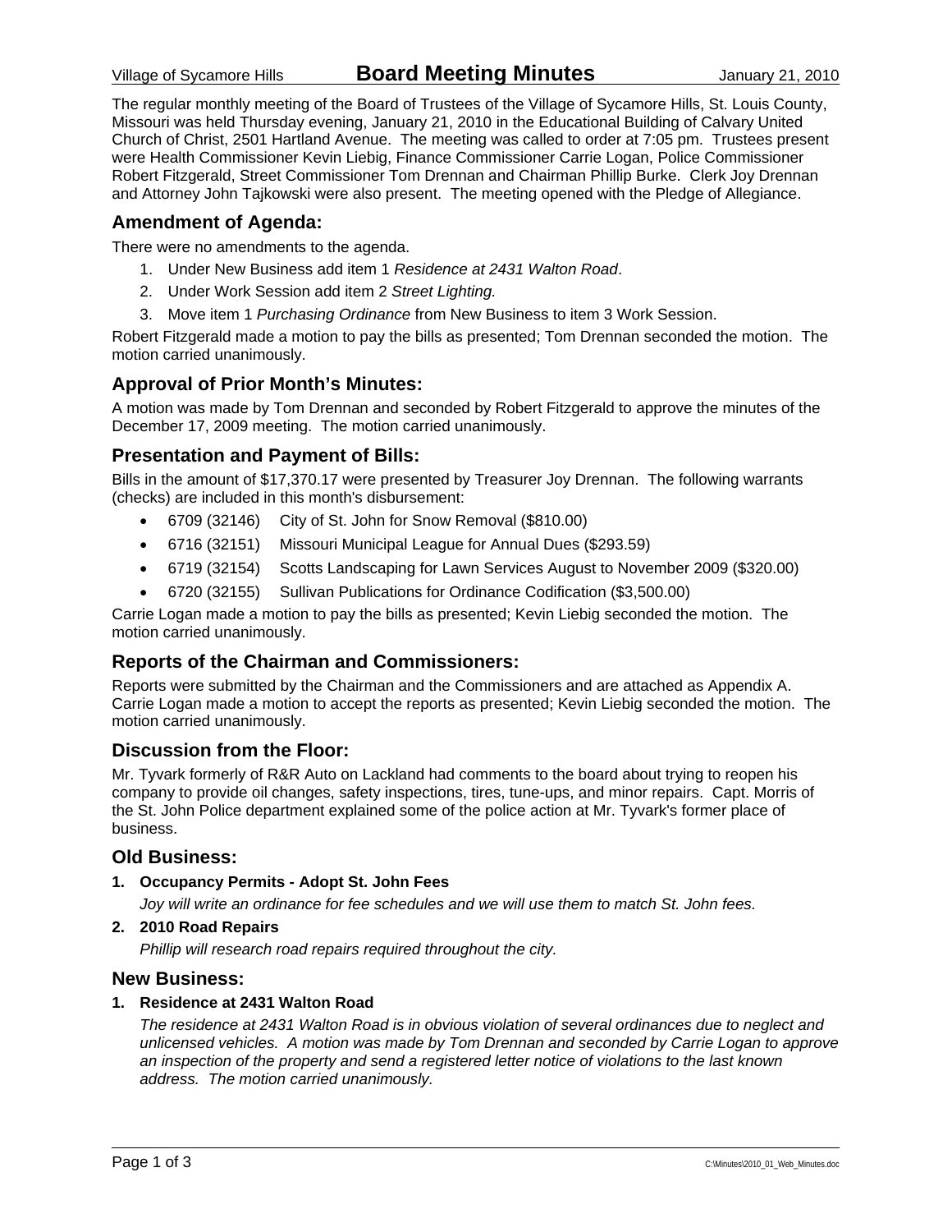Village of Sycamore Hills **Board Meeting Minutes** January 21, 2010

The regular monthly meeting of the Board of Trustees of the Village of Sycamore Hills, St. Louis County, Missouri was held Thursday evening, January 21, 2010 in the Educational Building of Calvary United Church of Christ, 2501 Hartland Avenue. The meeting was called to order at 7:05 pm. Trustees present were Health Commissioner Kevin Liebig, Finance Commissioner Carrie Logan, Police Commissioner Robert Fitzgerald, Street Commissioner Tom Drennan and Chairman Phillip Burke. Clerk Joy Drennan and Attorney John Tajkowski were also present. The meeting opened with the Pledge of Allegiance.

## Amendment of Agenda:

There were no amendments to the agenda.

1. Under New Business add item 1 *Residence at 2431 Walton Road*.
2. Under Work Session add item 2 *Street Lighting.*
3. Move item 1 *Purchasing Ordinance* from New Business to item 3 Work Session.

Robert Fitzgerald made a motion to pay the bills as presented; Tom Drennan seconded the motion. The motion carried unanimously.

## Approval of Prior Month's Minutes:

A motion was made by Tom Drennan and seconded by Robert Fitzgerald to approve the minutes of the December 17, 2009 meeting. The motion carried unanimously.

## Presentation and Payment of Bills:

Bills in the amount of $17,370.17 were presented by Treasurer Joy Drennan. The following warrants (checks) are included in this month's disbursement:

- 6709 (32146) City of St. John for Snow Removal ($810.00)
- 6716 (32151) Missouri Municipal League for Annual Dues ($293.59)
- 6719 (32154) Scotts Landscaping for Lawn Services August to November 2009 ($320.00)
- 6720 (32155) Sullivan Publications for Ordinance Codification ($3,500.00)

Carrie Logan made a motion to pay the bills as presented; Kevin Liebig seconded the motion. The motion carried unanimously.

## Reports of the Chairman and Commissioners:

Reports were submitted by the Chairman and the Commissioners and are attached as Appendix A. Carrie Logan made a motion to accept the reports as presented; Kevin Liebig seconded the motion. The motion carried unanimously.

## Discussion from the Floor:

Mr. Tyvark formerly of R&R Auto on Lackland had comments to the board about trying to reopen his company to provide oil changes, safety inspections, tires, tune-ups, and minor repairs. Capt. Morris of the St. John Police department explained some of the police action at Mr. Tyvark's former place of business.

## Old Business:

**1. Occupancy Permits - Adopt St. John Fees**

*Joy will write an ordinance for fee schedules and we will use them to match St. John fees.*

**2. 2010 Road Repairs**

*Phillip will research road repairs required throughout the city.*

## New Business:

**1. Residence at 2431 Walton Road**

*The residence at 2431 Walton Road is in obvious violation of several ordinances due to neglect and unlicensed vehicles. A motion was made by Tom Drennan and seconded by Carrie Logan to approve an inspection of the property and send a registered letter notice of violations to the last known address. The motion carried unanimously.*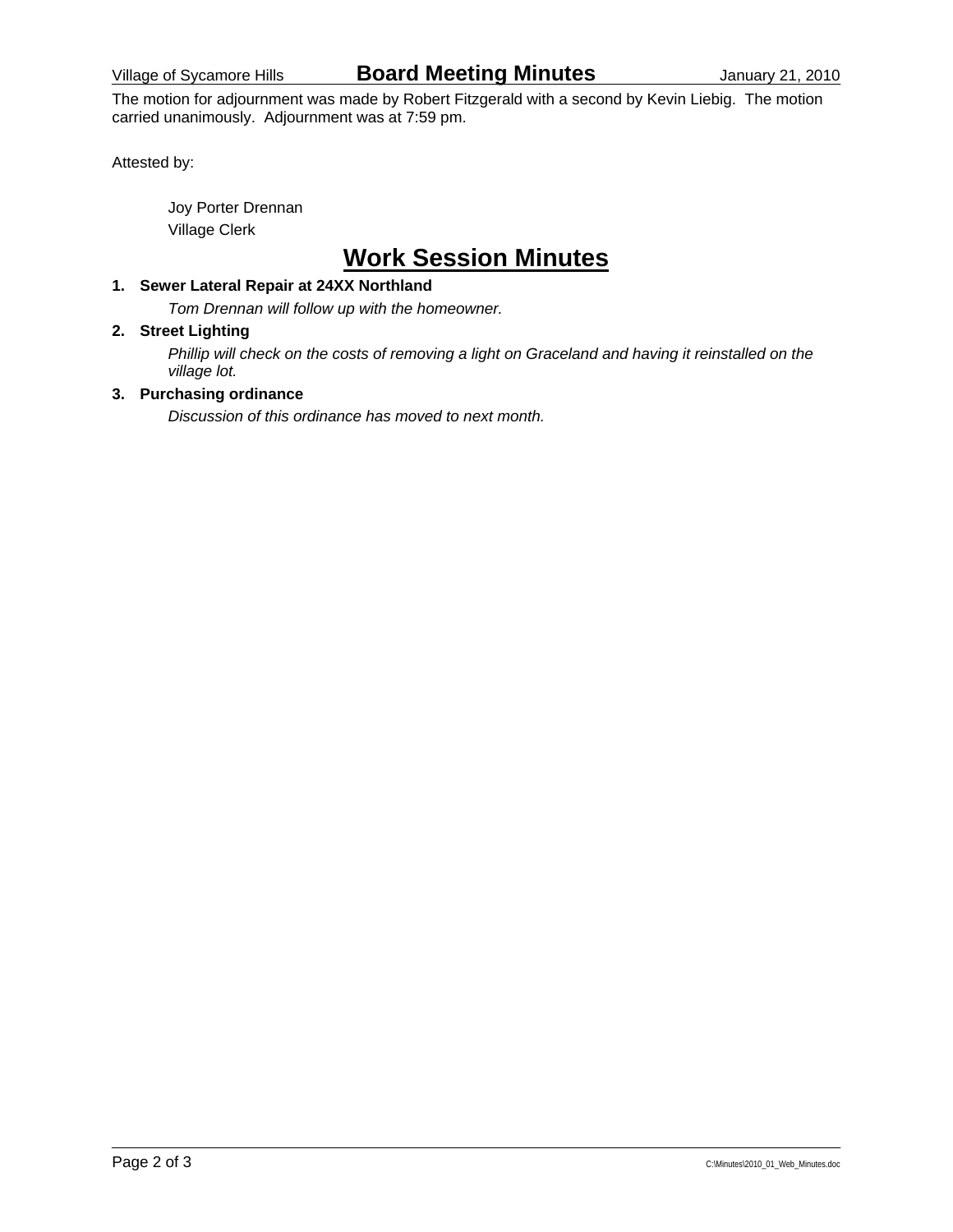The motion for adjournment was made by Robert Fitzgerald with a second by Kevin Liebig. The motion carried unanimously. Adjournment was at 7:59 pm.

Attested by:

Joy Porter Drennan
Village Clerk

# Work Session Minutes

**1. Sewer Lateral Repair at 24XX Northland**

*Tom Drennan will follow up with the homeowner.*

**2. Street Lighting**

*Phillip will check on the costs of removing a light on Graceland and having it reinstalled on the village lot.*

**3. Purchasing ordinance**

*Discussion of this ordinance has moved to next month.*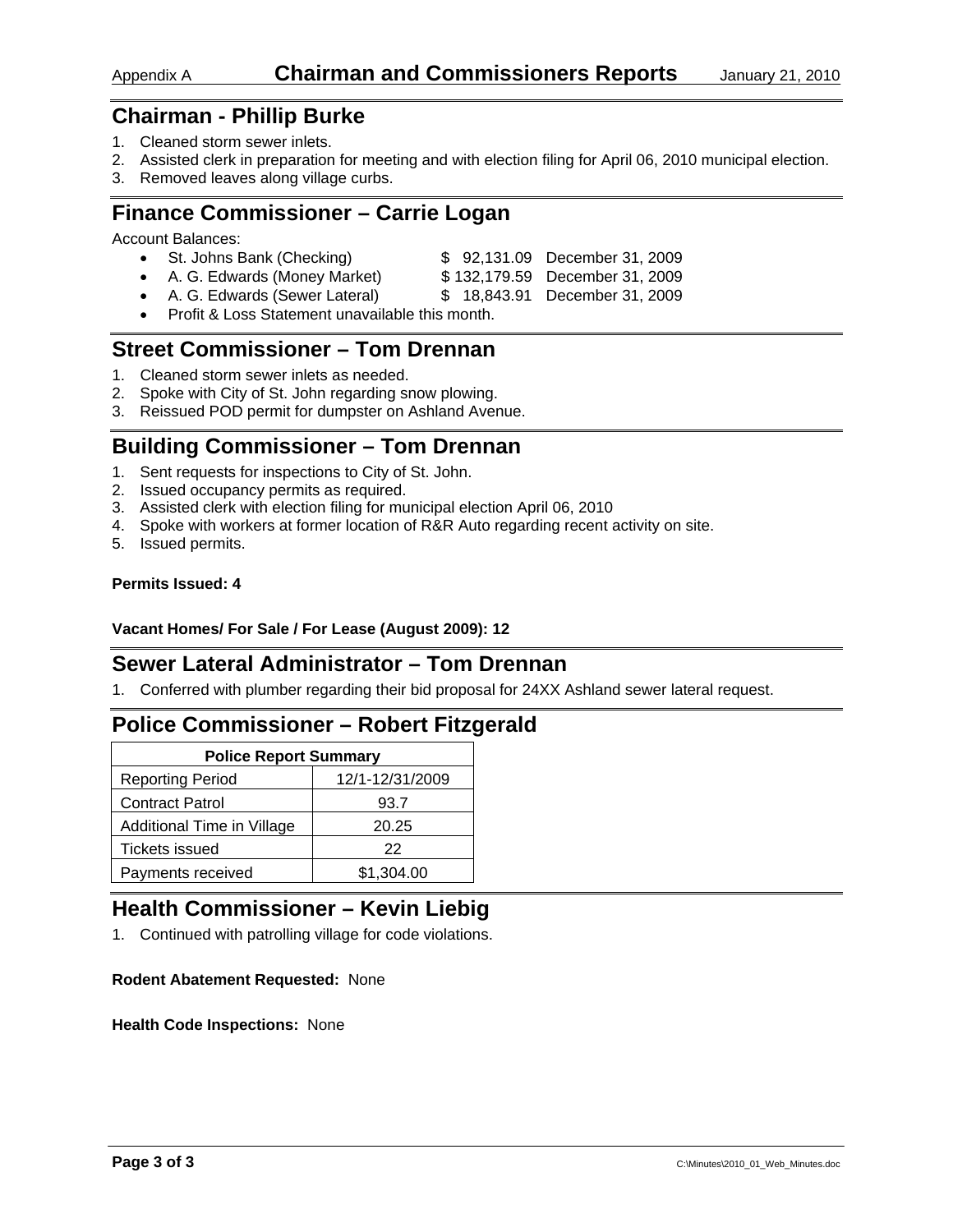Appendix A **Chairman and Commissioners Reports** January 21, 2010

## Chairman - Phillip Burke

1. Cleaned storm sewer inlets.
2. Assisted clerk in preparation for meeting and with election filing for April 06, 2010 municipal election.
3. Removed leaves along village curbs.

## Finance Commissioner – Carrie Logan

Account Balances:

- St. Johns Bank (Checking) $ 92,131.09 December 31, 2009
- A. G. Edwards (Money Market) $ 132,179.59 December 31, 2009
- A. G. Edwards (Sewer Lateral) $ 18,843.91 December 31, 2009
- Profit & Loss Statement unavailable this month.

## Street Commissioner – Tom Drennan

1. Cleaned storm sewer inlets as needed.
2. Spoke with City of St. John regarding snow plowing.
3. Reissued POD permit for dumpster on Ashland Avenue.

## Building Commissioner – Tom Drennan

1. Sent requests for inspections to City of St. John.
2. Issued occupancy permits as required.
3. Assisted clerk with election filing for municipal election April 06, 2010
4. Spoke with workers at former location of R&R Auto regarding recent activity on site.
5. Issued permits.

**Permits Issued: 4**

**Vacant Homes/ For Sale / For Lease (August 2009): 12**

## Sewer Lateral Administrator – Tom Drennan

1. Conferred with plumber regarding their bid proposal for 24XX Ashland sewer lateral request.

## Police Commissioner – Robert Fitzgerald

| Police Report Summary | |
|---|---|
| Reporting Period | 12/1-12/31/2009 |
| Contract Patrol | 93.7 |
| Additional Time in Village | 20.25 |
| Tickets issued | 22 |
| Payments received | $1,304.00 |

## Health Commissioner – Kevin Liebig

1. Continued with patrolling village for code violations.

**Rodent Abatement Requested:** None

**Health Code Inspections:** None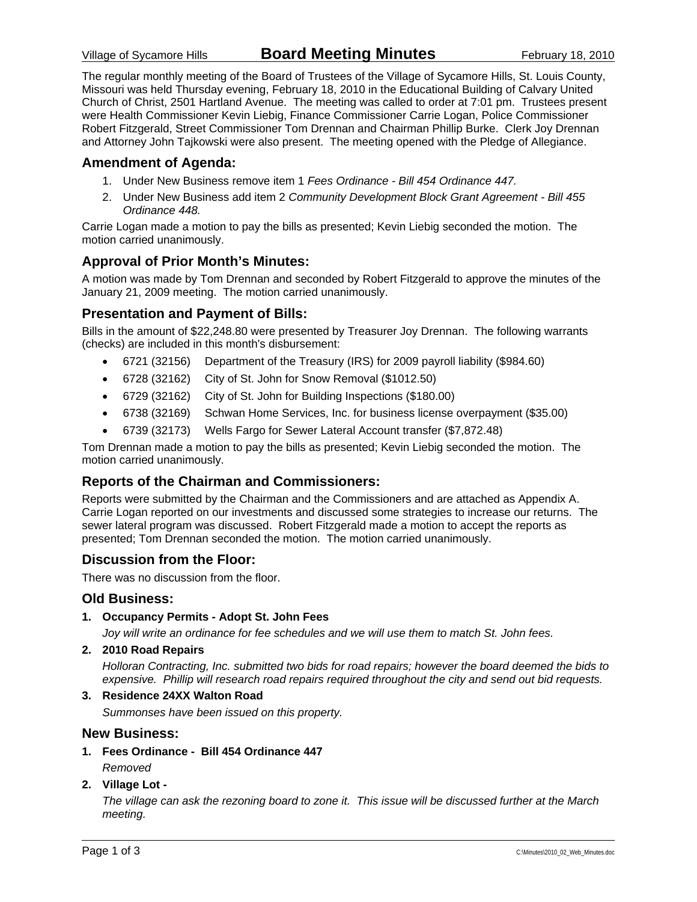# Board Meeting Minutes

Village of Sycamore Hills — February 18, 2010

The regular monthly meeting of the Board of Trustees of the Village of Sycamore Hills, St. Louis County, Missouri was held Thursday evening, February 18, 2010 in the Educational Building of Calvary United Church of Christ, 2501 Hartland Avenue. The meeting was called to order at 7:01 pm. Trustees present were Health Commissioner Kevin Liebig, Finance Commissioner Carrie Logan, Police Commissioner Robert Fitzgerald, Street Commissioner Tom Drennan and Chairman Phillip Burke. Clerk Joy Drennan and Attorney John Tajkowski were also present. The meeting opened with the Pledge of Allegiance.

## Amendment of Agenda:

1. Under New Business remove item 1 *Fees Ordinance - Bill 454 Ordinance 447.*
2. Under New Business add item 2 *Community Development Block Grant Agreement - Bill 455 Ordinance 448.*

Carrie Logan made a motion to pay the bills as presented; Kevin Liebig seconded the motion. The motion carried unanimously.

## Approval of Prior Month's Minutes:

A motion was made by Tom Drennan and seconded by Robert Fitzgerald to approve the minutes of the January 21, 2009 meeting. The motion carried unanimously.

## Presentation and Payment of Bills:

Bills in the amount of $22,248.80 were presented by Treasurer Joy Drennan. The following warrants (checks) are included in this month's disbursement:

- 6721 (32156) Department of the Treasury (IRS) for 2009 payroll liability ($984.60)
- 6728 (32162) City of St. John for Snow Removal ($1012.50)
- 6729 (32162) City of St. John for Building Inspections ($180.00)
- 6738 (32169) Schwan Home Services, Inc. for business license overpayment ($35.00)
- 6739 (32173) Wells Fargo for Sewer Lateral Account transfer ($7,872.48)

Tom Drennan made a motion to pay the bills as presented; Kevin Liebig seconded the motion. The motion carried unanimously.

## Reports of the Chairman and Commissioners:

Reports were submitted by the Chairman and the Commissioners and are attached as Appendix A. Carrie Logan reported on our investments and discussed some strategies to increase our returns. The sewer lateral program was discussed. Robert Fitzgerald made a motion to accept the reports as presented; Tom Drennan seconded the motion. The motion carried unanimously.

## Discussion from the Floor:

There was no discussion from the floor.

## Old Business:

**1. Occupancy Permits - Adopt St. John Fees**

*Joy will write an ordinance for fee schedules and we will use them to match St. John fees.*

**2. 2010 Road Repairs**

*Holloran Contracting, Inc. submitted two bids for road repairs; however the board deemed the bids to expensive. Phillip will research road repairs required throughout the city and send out bid requests.*

**3. Residence 24XX Walton Road**

*Summonses have been issued on this property.*

## New Business:

**1. Fees Ordinance - Bill 454 Ordinance 447**

*Removed*

**2. Village Lot -**

*The village can ask the rezoning board to zone it. This issue will be discussed further at the March meeting.*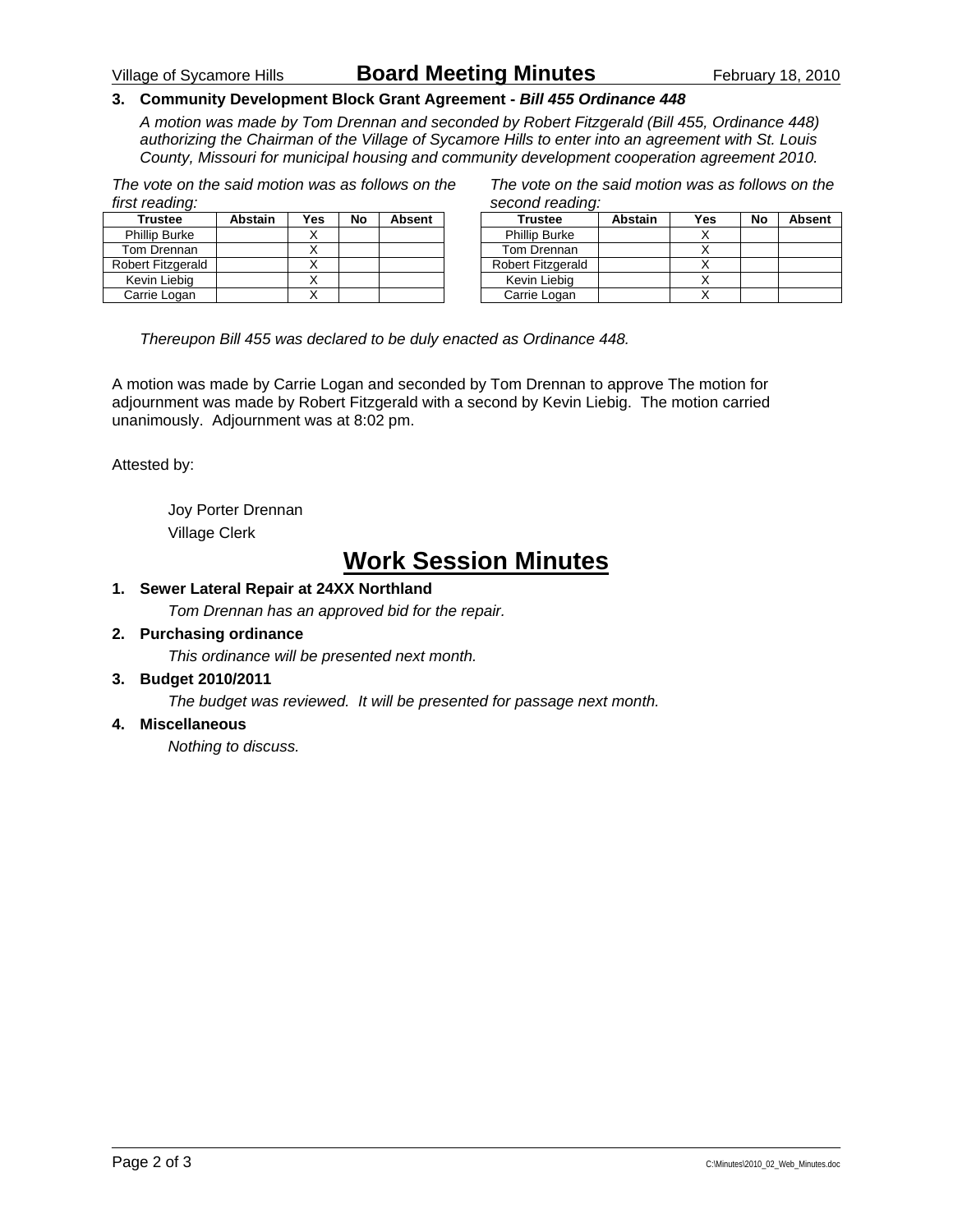**3. Community Development Block Grant Agreement - *Bill 455 Ordinance 448***

*A motion was made by Tom Drennan and seconded by Robert Fitzgerald (Bill 455, Ordinance 448) authorizing the Chairman of the Village of Sycamore Hills to enter into an agreement with St. Louis County, Missouri for municipal housing and community development cooperation agreement 2010.*

*The vote on the said motion was as follows on the first reading:*

| Trustee | Abstain | Yes | No | Absent |
|---|---|---|---|---|
| Phillip Burke | | X | | |
| Tom Drennan | | X | | |
| Robert Fitzgerald | | X | | |
| Kevin Liebig | | X | | |
| Carrie Logan | | X | | |

*The vote on the said motion was as follows on the second reading:*

| Trustee | Abstain | Yes | No | Absent |
|---|---|---|---|---|
| Phillip Burke | | X | | |
| Tom Drennan | | X | | |
| Robert Fitzgerald | | X | | |
| Kevin Liebig | | X | | |
| Carrie Logan | | X | | |

*Thereupon Bill 455 was declared to be duly enacted as Ordinance 448.*

A motion was made by Carrie Logan and seconded by Tom Drennan to approve The motion for adjournment was made by Robert Fitzgerald with a second by Kevin Liebig. The motion carried unanimously. Adjournment was at 8:02 pm.

Attested by:

Joy Porter Drennan
Village Clerk

# Work Session Minutes

**1. Sewer Lateral Repair at 24XX Northland**

*Tom Drennan has an approved bid for the repair.*

**2. Purchasing ordinance**

*This ordinance will be presented next month.*

**3. Budget 2010/2011**

*The budget was reviewed. It will be presented for passage next month.*

**4. Miscellaneous**

*Nothing to discuss.*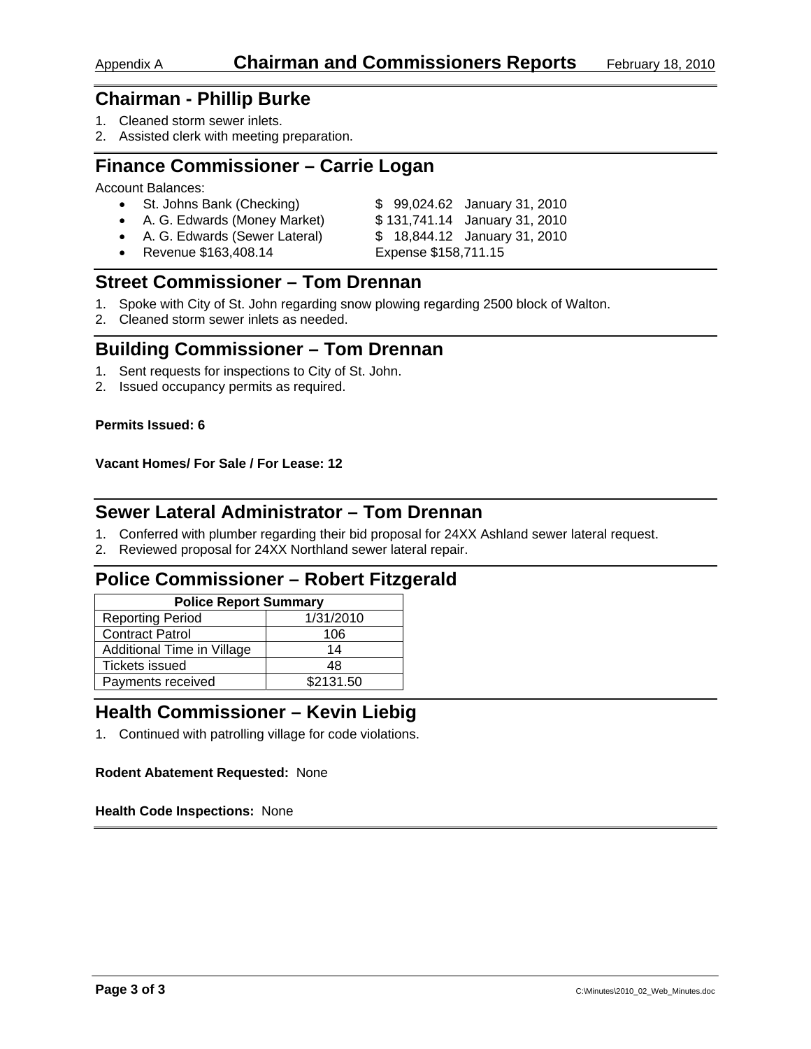Appendix A **Chairman and Commissioners Reports** February 18, 2010

## Chairman - Phillip Burke

1. Cleaned storm sewer inlets.
2. Assisted clerk with meeting preparation.

## Finance Commissioner – Carrie Logan

Account Balances:

- St. Johns Bank (Checking) $ 99,024.62 January 31, 2010
- A. G. Edwards (Money Market) $ 131,741.14 January 31, 2010
- A. G. Edwards (Sewer Lateral) $ 18,844.12 January 31, 2010
- Revenue $163,408.14 Expense $158,711.15

## Street Commissioner – Tom Drennan

1. Spoke with City of St. John regarding snow plowing regarding 2500 block of Walton.
2. Cleaned storm sewer inlets as needed.

## Building Commissioner – Tom Drennan

1. Sent requests for inspections to City of St. John.
2. Issued occupancy permits as required.

**Permits Issued: 6**

**Vacant Homes/ For Sale / For Lease: 12**

## Sewer Lateral Administrator – Tom Drennan

1. Conferred with plumber regarding their bid proposal for 24XX Ashland sewer lateral request.
2. Reviewed proposal for 24XX Northland sewer lateral repair.

## Police Commissioner – Robert Fitzgerald

| Police Report Summary | |
|---|---|
| Reporting Period | 1/31/2010 |
| Contract Patrol | 106 |
| Additional Time in Village | 14 |
| Tickets issued | 48 |
| Payments received | $2131.50 |

## Health Commissioner – Kevin Liebig

1. Continued with patrolling village for code violations.

**Rodent Abatement Requested:** None

**Health Code Inspections:** None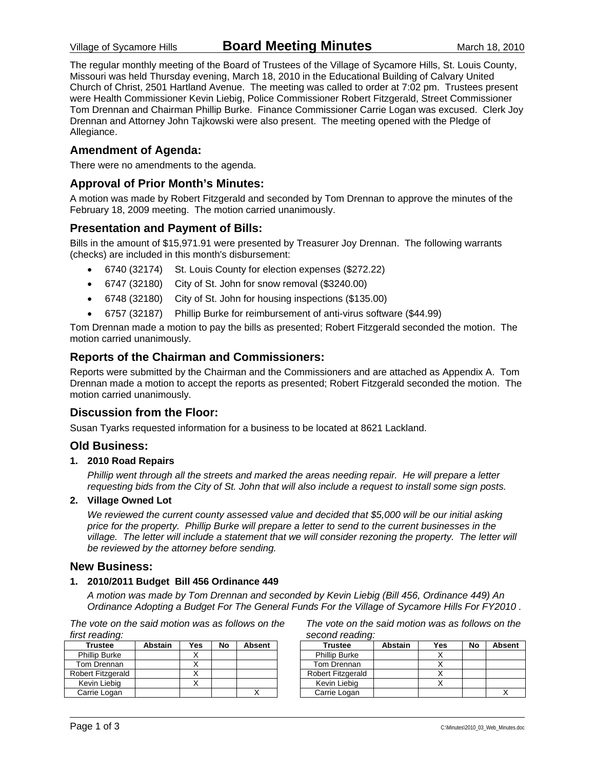The regular monthly meeting of the Board of Trustees of the Village of Sycamore Hills, St. Louis County, Missouri was held Thursday evening, March 18, 2010 in the Educational Building of Calvary United Church of Christ, 2501 Hartland Avenue. The meeting was called to order at 7:02 pm. Trustees present were Health Commissioner Kevin Liebig, Police Commissioner Robert Fitzgerald, Street Commissioner Tom Drennan and Chairman Phillip Burke. Finance Commissioner Carrie Logan was excused. Clerk Joy Drennan and Attorney John Tajkowski were also present. The meeting opened with the Pledge of Allegiance.

## Amendment of Agenda:

There were no amendments to the agenda.

## Approval of Prior Month's Minutes:

A motion was made by Robert Fitzgerald and seconded by Tom Drennan to approve the minutes of the February 18, 2009 meeting. The motion carried unanimously.

## Presentation and Payment of Bills:

Bills in the amount of $15,971.91 were presented by Treasurer Joy Drennan. The following warrants (checks) are included in this month's disbursement:

- 6740 (32174) St. Louis County for election expenses ($272.22)
- 6747 (32180) City of St. John for snow removal ($3240.00)
- 6748 (32180) City of St. John for housing inspections ($135.00)
- 6757 (32187) Phillip Burke for reimbursement of anti-virus software ($44.99)

Tom Drennan made a motion to pay the bills as presented; Robert Fitzgerald seconded the motion. The motion carried unanimously.

## Reports of the Chairman and Commissioners:

Reports were submitted by the Chairman and the Commissioners and are attached as Appendix A. Tom Drennan made a motion to accept the reports as presented; Robert Fitzgerald seconded the motion. The motion carried unanimously.

## Discussion from the Floor:

Susan Tyarks requested information for a business to be located at 8621 Lackland.

## Old Business:

**1. 2010 Road Repairs**

*Phillip went through all the streets and marked the areas needing repair. He will prepare a letter requesting bids from the City of St. John that will also include a request to install some sign posts.*

**2. Village Owned Lot**

*We reviewed the current county assessed value and decided that $5,000 will be our initial asking price for the property. Phillip Burke will prepare a letter to send to the current businesses in the village. The letter will include a statement that we will consider rezoning the property. The letter will be reviewed by the attorney before sending.*

## New Business:

**1. 2010/2011 Budget Bill 456 Ordinance 449**

*A motion was made by Tom Drennan and seconded by Kevin Liebig (Bill 456, Ordinance 449) An Ordinance Adopting a Budget For The General Funds For the Village of Sycamore Hills For FY2010 .*

*The vote on the said motion was as follows on the first reading:*

| Trustee | Abstain | Yes | No | Absent |
|---|---|---|---|---|
| Phillip Burke | | X | | |
| Tom Drennan | | X | | |
| Robert Fitzgerald | | X | | |
| Kevin Liebig | | X | | |
| Carrie Logan | | | | X |

*The vote on the said motion was as follows on the second reading:*

| Trustee | Abstain | Yes | No | Absent |
|---|---|---|---|---|
| Phillip Burke | | X | | |
| Tom Drennan | | X | | |
| Robert Fitzgerald | | X | | |
| Kevin Liebig | | X | | |
| Carrie Logan | | | | X |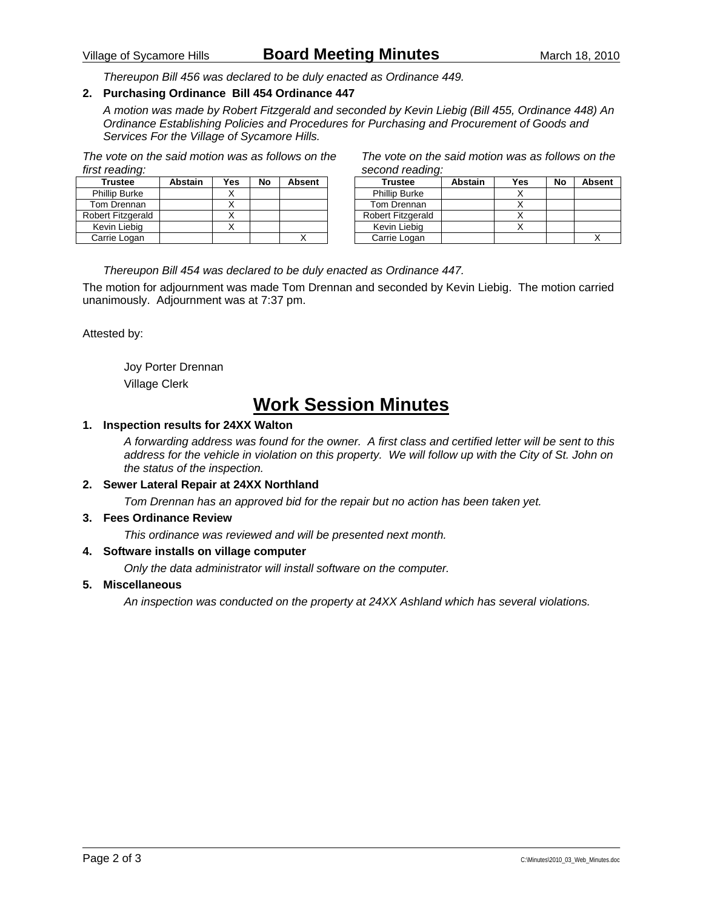*Thereupon Bill 456 was declared to be duly enacted as Ordinance 449.*

**2. Purchasing Ordinance Bill 454 Ordinance 447**

*A motion was made by Robert Fitzgerald and seconded by Kevin Liebig (Bill 455, Ordinance 448) An Ordinance Establishing Policies and Procedures for Purchasing and Procurement of Goods and Services For the Village of Sycamore Hills.*

*The vote on the said motion was as follows on the first reading:*

| Trustee | Abstain | Yes | No | Absent |
|---|---|---|---|---|
| Phillip Burke | | X | | |
| Tom Drennan | | X | | |
| Robert Fitzgerald | | X | | |
| Kevin Liebig | | X | | |
| Carrie Logan | | | | X |

*The vote on the said motion was as follows on the second reading:*

| Trustee | Abstain | Yes | No | Absent |
|---|---|---|---|---|
| Phillip Burke | | X | | |
| Tom Drennan | | X | | |
| Robert Fitzgerald | | X | | |
| Kevin Liebig | | X | | |
| Carrie Logan | | | | X |

*Thereupon Bill 454 was declared to be duly enacted as Ordinance 447.*

The motion for adjournment was made Tom Drennan and seconded by Kevin Liebig. The motion carried unanimously. Adjournment was at 7:37 pm.

Attested by:

Joy Porter Drennan
Village Clerk

# Work Session Minutes

**1. Inspection results for 24XX Walton**

*A forwarding address was found for the owner. A first class and certified letter will be sent to this address for the vehicle in violation on this property. We will follow up with the City of St. John on the status of the inspection.*

**2. Sewer Lateral Repair at 24XX Northland**

*Tom Drennan has an approved bid for the repair but no action has been taken yet.*

**3. Fees Ordinance Review**

*This ordinance was reviewed and will be presented next month.*

**4. Software installs on village computer**

*Only the data administrator will install software on the computer.*

**5. Miscellaneous**

*An inspection was conducted on the property at 24XX Ashland which has several violations.*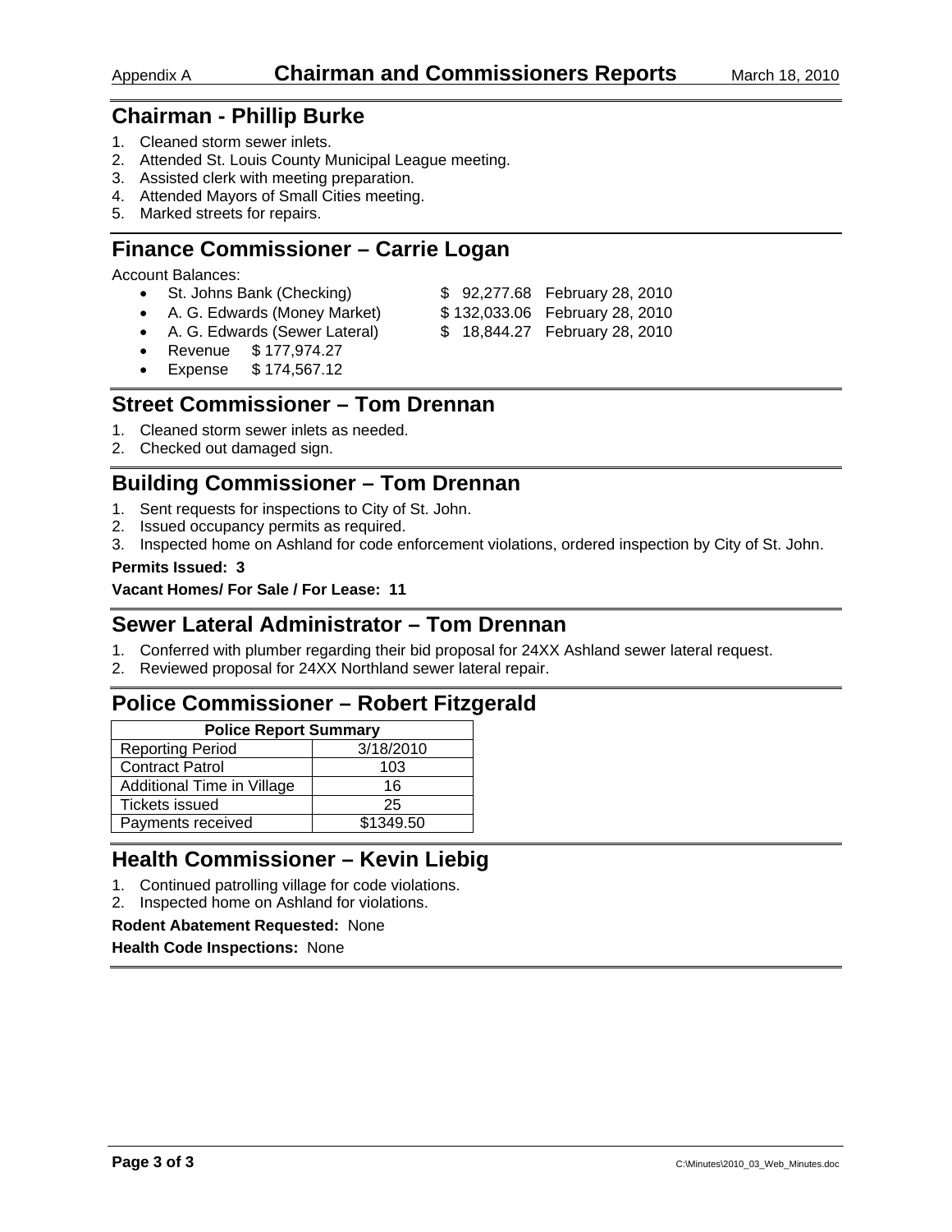# Appendix A — Chairman and Commissioners Reports — March 18, 2010

## Chairman - Phillip Burke

1. Cleaned storm sewer inlets.
2. Attended St. Louis County Municipal League meeting.
3. Assisted clerk with meeting preparation.
4. Attended Mayors of Small Cities meeting.
5. Marked streets for repairs.

## Finance Commissioner – Carrie Logan

Account Balances:

- St. Johns Bank (Checking) $ 92,277.68 February 28, 2010
- A. G. Edwards (Money Market) $ 132,033.06 February 28, 2010
- A. G. Edwards (Sewer Lateral) $ 18,844.27 February 28, 2010
- Revenue $ 177,974.27
- Expense $ 174,567.12

## Street Commissioner – Tom Drennan

1. Cleaned storm sewer inlets as needed.
2. Checked out damaged sign.

## Building Commissioner – Tom Drennan

1. Sent requests for inspections to City of St. John.
2. Issued occupancy permits as required.
3. Inspected home on Ashland for code enforcement violations, ordered inspection by City of St. John.

**Permits Issued: 3**

**Vacant Homes/ For Sale / For Lease: 11**

## Sewer Lateral Administrator – Tom Drennan

1. Conferred with plumber regarding their bid proposal for 24XX Ashland sewer lateral request.
2. Reviewed proposal for 24XX Northland sewer lateral repair.

## Police Commissioner – Robert Fitzgerald

| Police Report Summary | |
|---|---|
| Reporting Period | 3/18/2010 |
| Contract Patrol | 103 |
| Additional Time in Village | 16 |
| Tickets issued | 25 |
| Payments received | $1349.50 |

## Health Commissioner – Kevin Liebig

1. Continued patrolling village for code violations.
2. Inspected home on Ashland for violations.

**Rodent Abatement Requested:** None

**Health Code Inspections:** None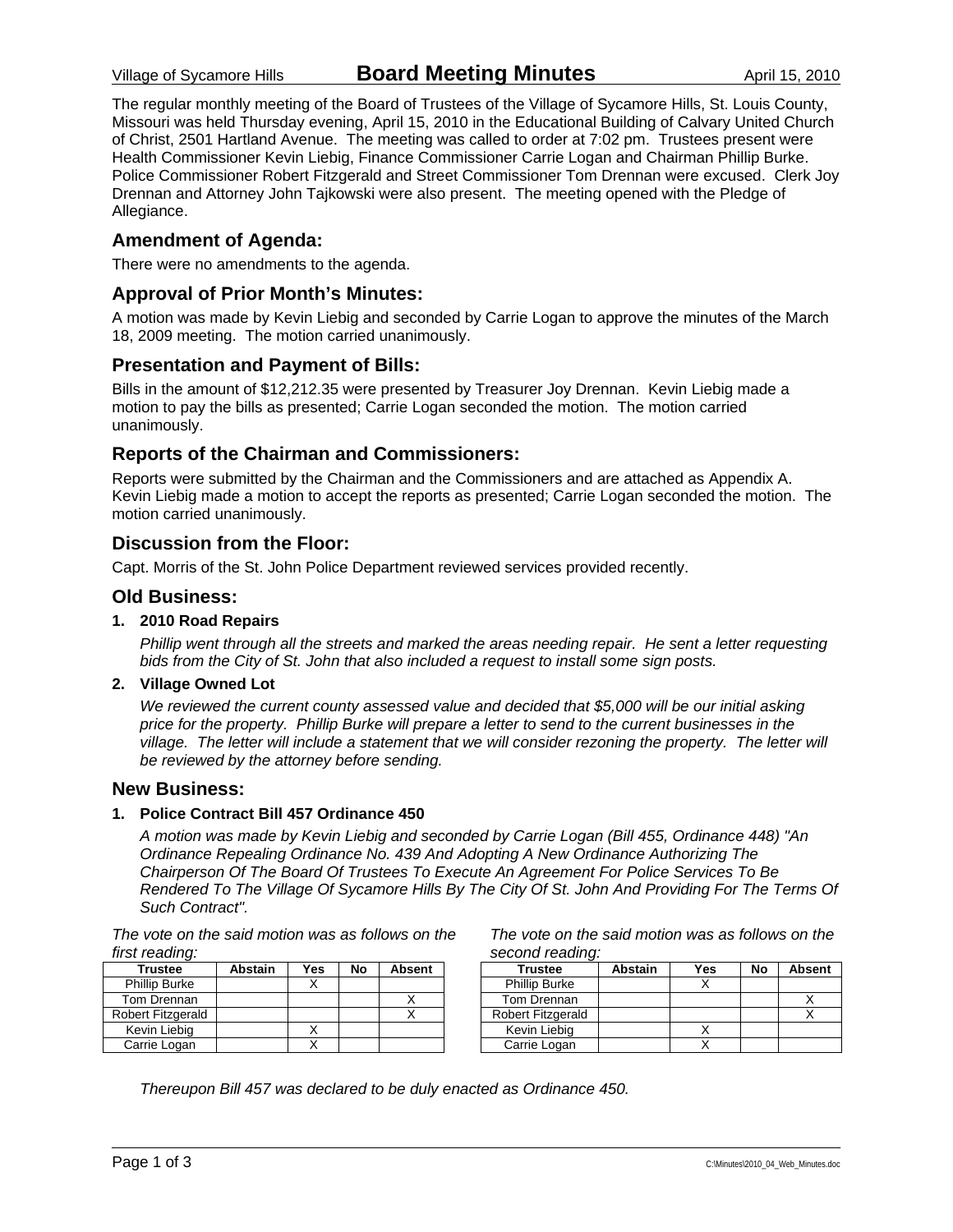Village of Sycamore Hills **Board Meeting Minutes** April 15, 2010

The regular monthly meeting of the Board of Trustees of the Village of Sycamore Hills, St. Louis County, Missouri was held Thursday evening, April 15, 2010 in the Educational Building of Calvary United Church of Christ, 2501 Hartland Avenue. The meeting was called to order at 7:02 pm. Trustees present were Health Commissioner Kevin Liebig, Finance Commissioner Carrie Logan and Chairman Phillip Burke. Police Commissioner Robert Fitzgerald and Street Commissioner Tom Drennan were excused. Clerk Joy Drennan and Attorney John Tajkowski were also present. The meeting opened with the Pledge of Allegiance.

## Amendment of Agenda:

There were no amendments to the agenda.

## Approval of Prior Month's Minutes:

A motion was made by Kevin Liebig and seconded by Carrie Logan to approve the minutes of the March 18, 2009 meeting. The motion carried unanimously.

## Presentation and Payment of Bills:

Bills in the amount of $12,212.35 were presented by Treasurer Joy Drennan. Kevin Liebig made a motion to pay the bills as presented; Carrie Logan seconded the motion. The motion carried unanimously.

## Reports of the Chairman and Commissioners:

Reports were submitted by the Chairman and the Commissioners and are attached as Appendix A. Kevin Liebig made a motion to accept the reports as presented; Carrie Logan seconded the motion. The motion carried unanimously.

## Discussion from the Floor:

Capt. Morris of the St. John Police Department reviewed services provided recently.

## Old Business:

**1. 2010 Road Repairs**

*Phillip went through all the streets and marked the areas needing repair. He sent a letter requesting bids from the City of St. John that also included a request to install some sign posts.*

**2. Village Owned Lot**

*We reviewed the current county assessed value and decided that $5,000 will be our initial asking price for the property. Phillip Burke will prepare a letter to send to the current businesses in the village. The letter will include a statement that we will consider rezoning the property. The letter will be reviewed by the attorney before sending.*

## New Business:

**1. Police Contract Bill 457 Ordinance 450**

*A motion was made by Kevin Liebig and seconded by Carrie Logan (Bill 455, Ordinance 448) "An Ordinance Repealing Ordinance No. 439 And Adopting A New Ordinance Authorizing The Chairperson Of The Board Of Trustees To Execute An Agreement For Police Services To Be Rendered To The Village Of Sycamore Hills By The City Of St. John And Providing For The Terms Of Such Contract".*

*The vote on the said motion was as follows on the first reading:*

| Trustee | Abstain | Yes | No | Absent |
|---|---|---|---|---|
| Phillip Burke | | X | | |
| Tom Drennan | | | | X |
| Robert Fitzgerald | | | | X |
| Kevin Liebig | | X | | |
| Carrie Logan | | X | | |

*The vote on the said motion was as follows on the second reading:*

| Trustee | Abstain | Yes | No | Absent |
|---|---|---|---|---|
| Phillip Burke | | X | | |
| Tom Drennan | | | | X |
| Robert Fitzgerald | | | | X |
| Kevin Liebig | | X | | |
| Carrie Logan | | X | | |

*Thereupon Bill 457 was declared to be duly enacted as Ordinance 450.*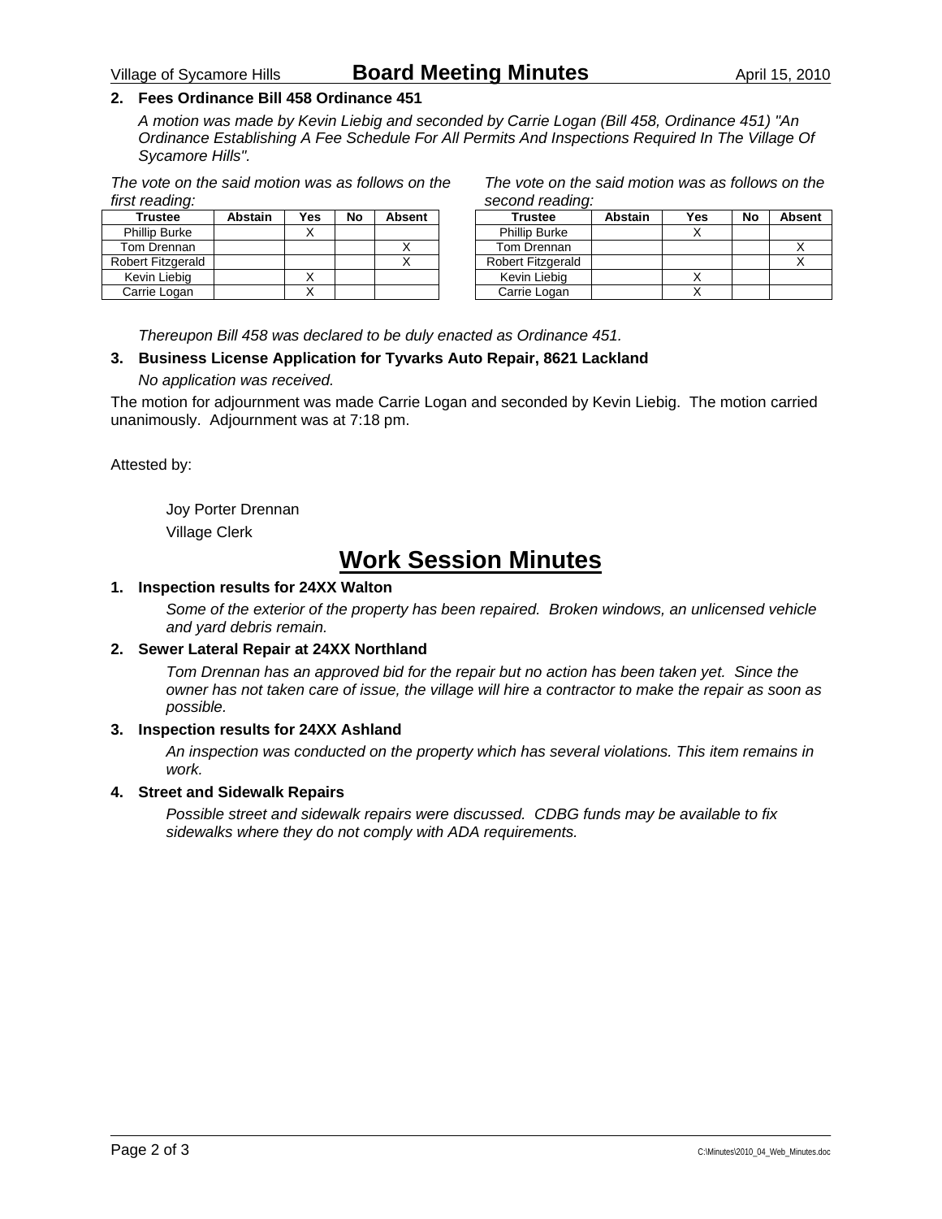**2. Fees Ordinance Bill 458 Ordinance 451**

*A motion was made by Kevin Liebig and seconded by Carrie Logan (Bill 458, Ordinance 451) "An Ordinance Establishing A Fee Schedule For All Permits And Inspections Required In The Village Of Sycamore Hills".*

*The vote on the said motion was as follows on the first reading:*

| Trustee | Abstain | Yes | No | Absent |
|---|---|---|---|---|
| Phillip Burke | | X | | |
| Tom Drennan | | | | X |
| Robert Fitzgerald | | | | X |
| Kevin Liebig | | X | | |
| Carrie Logan | | X | | |

*The vote on the said motion was as follows on the second reading:*

| Trustee | Abstain | Yes | No | Absent |
|---|---|---|---|---|
| Phillip Burke | | X | | |
| Tom Drennan | | | | X |
| Robert Fitzgerald | | | | X |
| Kevin Liebig | | X | | |
| Carrie Logan | | X | | |

*Thereupon Bill 458 was declared to be duly enacted as Ordinance 451.*

**3. Business License Application for Tyvarks Auto Repair, 8621 Lackland**

*No application was received.*

The motion for adjournment was made Carrie Logan and seconded by Kevin Liebig. The motion carried unanimously. Adjournment was at 7:18 pm.

Attested by:

Joy Porter Drennan
Village Clerk

# Work Session Minutes

**1. Inspection results for 24XX Walton**

*Some of the exterior of the property has been repaired. Broken windows, an unlicensed vehicle and yard debris remain.*

**2. Sewer Lateral Repair at 24XX Northland**

*Tom Drennan has an approved bid for the repair but no action has been taken yet. Since the owner has not taken care of issue, the village will hire a contractor to make the repair as soon as possible.*

**3. Inspection results for 24XX Ashland**

*An inspection was conducted on the property which has several violations. This item remains in work.*

**4. Street and Sidewalk Repairs**

*Possible street and sidewalk repairs were discussed. CDBG funds may be available to fix sidewalks where they do not comply with ADA requirements.*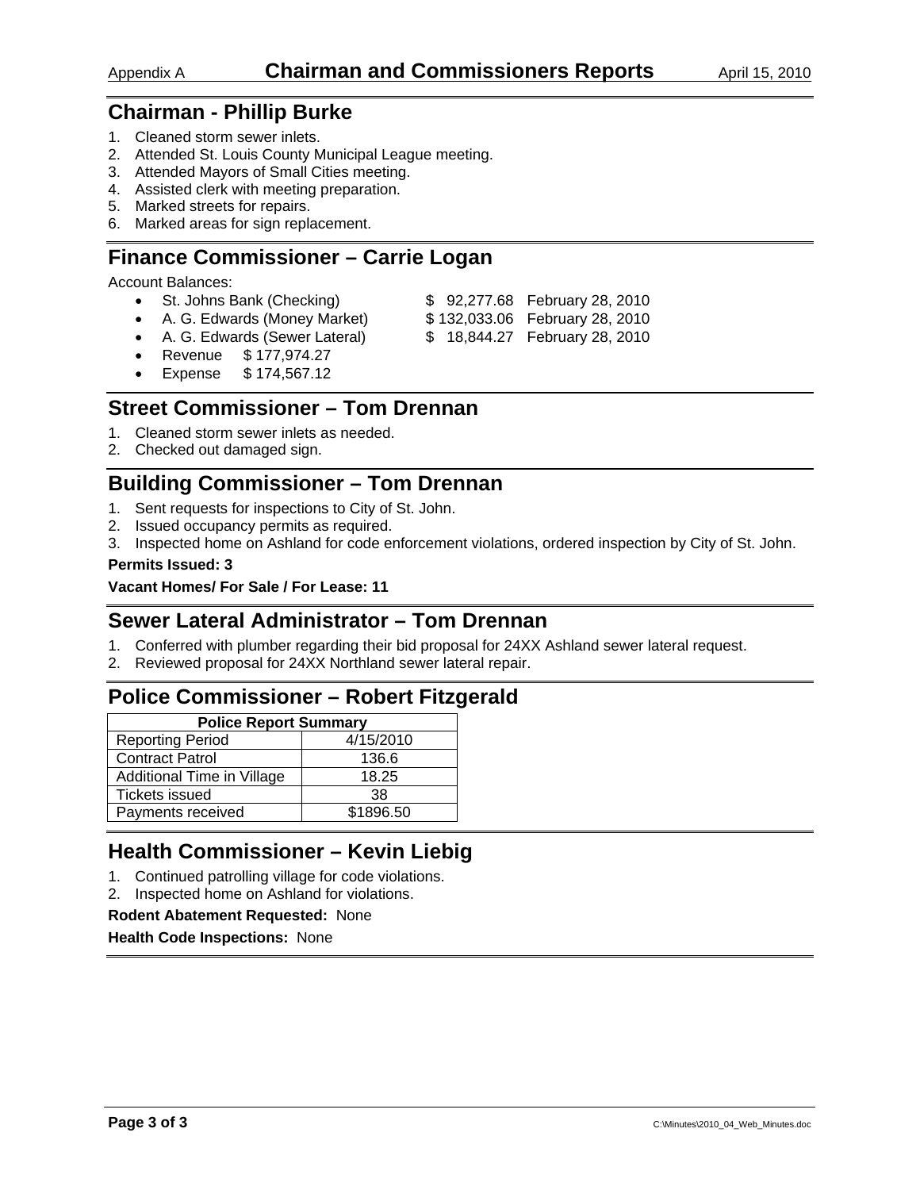# Chairman and Commissioners Reports

Appendix A — April 15, 2010

## Chairman - Phillip Burke

1. Cleaned storm sewer inlets.
2. Attended St. Louis County Municipal League meeting.
3. Attended Mayors of Small Cities meeting.
4. Assisted clerk with meeting preparation.
5. Marked streets for repairs.
6. Marked areas for sign replacement.

## Finance Commissioner – Carrie Logan

Account Balances:

- St. Johns Bank (Checking) $ 92,277.68 February 28, 2010
- A. G. Edwards (Money Market) $ 132,033.06 February 28, 2010
- A. G. Edwards (Sewer Lateral) $ 18,844.27 February 28, 2010
- Revenue $ 177,974.27
- Expense $ 174,567.12

## Street Commissioner – Tom Drennan

1. Cleaned storm sewer inlets as needed.
2. Checked out damaged sign.

## Building Commissioner – Tom Drennan

1. Sent requests for inspections to City of St. John.
2. Issued occupancy permits as required.
3. Inspected home on Ashland for code enforcement violations, ordered inspection by City of St. John.

**Permits Issued: 3**

**Vacant Homes/ For Sale / For Lease: 11**

## Sewer Lateral Administrator – Tom Drennan

1. Conferred with plumber regarding their bid proposal for 24XX Ashland sewer lateral request.
2. Reviewed proposal for 24XX Northland sewer lateral repair.

## Police Commissioner – Robert Fitzgerald

| Police Report Summary | |
|---|---|
| Reporting Period | 4/15/2010 |
| Contract Patrol | 136.6 |
| Additional Time in Village | 18.25 |
| Tickets issued | 38 |
| Payments received | $1896.50 |

## Health Commissioner – Kevin Liebig

1. Continued patrolling village for code violations.
2. Inspected home on Ashland for violations.

**Rodent Abatement Requested:** None

**Health Code Inspections:** None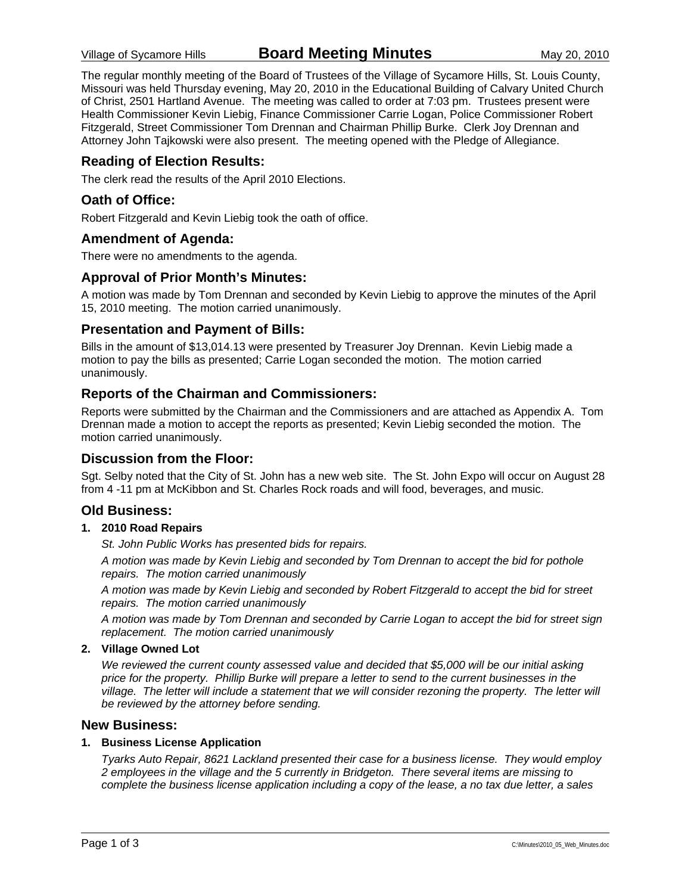The regular monthly meeting of the Board of Trustees of the Village of Sycamore Hills, St. Louis County, Missouri was held Thursday evening, May 20, 2010 in the Educational Building of Calvary United Church of Christ, 2501 Hartland Avenue. The meeting was called to order at 7:03 pm. Trustees present were Health Commissioner Kevin Liebig, Finance Commissioner Carrie Logan, Police Commissioner Robert Fitzgerald, Street Commissioner Tom Drennan and Chairman Phillip Burke. Clerk Joy Drennan and Attorney John Tajkowski were also present. The meeting opened with the Pledge of Allegiance.

## Reading of Election Results:

The clerk read the results of the April 2010 Elections.

## Oath of Office:

Robert Fitzgerald and Kevin Liebig took the oath of office.

## Amendment of Agenda:

There were no amendments to the agenda.

## Approval of Prior Month's Minutes:

A motion was made by Tom Drennan and seconded by Kevin Liebig to approve the minutes of the April 15, 2010 meeting. The motion carried unanimously.

## Presentation and Payment of Bills:

Bills in the amount of $13,014.13 were presented by Treasurer Joy Drennan. Kevin Liebig made a motion to pay the bills as presented; Carrie Logan seconded the motion. The motion carried unanimously.

## Reports of the Chairman and Commissioners:

Reports were submitted by the Chairman and the Commissioners and are attached as Appendix A. Tom Drennan made a motion to accept the reports as presented; Kevin Liebig seconded the motion. The motion carried unanimously.

## Discussion from the Floor:

Sgt. Selby noted that the City of St. John has a new web site. The St. John Expo will occur on August 28 from 4 -11 pm at McKibbon and St. Charles Rock roads and will food, beverages, and music.

## Old Business:

**1. 2010 Road Repairs**

*St. John Public Works has presented bids for repairs.*

*A motion was made by Kevin Liebig and seconded by Tom Drennan to accept the bid for pothole repairs. The motion carried unanimously*

*A motion was made by Kevin Liebig and seconded by Robert Fitzgerald to accept the bid for street repairs. The motion carried unanimously*

*A motion was made by Tom Drennan and seconded by Carrie Logan to accept the bid for street sign replacement. The motion carried unanimously*

**2. Village Owned Lot**

*We reviewed the current county assessed value and decided that $5,000 will be our initial asking price for the property. Phillip Burke will prepare a letter to send to the current businesses in the village. The letter will include a statement that we will consider rezoning the property. The letter will be reviewed by the attorney before sending.*

## New Business:

**1. Business License Application**

*Tyarks Auto Repair, 8621 Lackland presented their case for a business license. They would employ 2 employees in the village and the 5 currently in Bridgeton. There several items are missing to complete the business license application including a copy of the lease, a no tax due letter, a sales*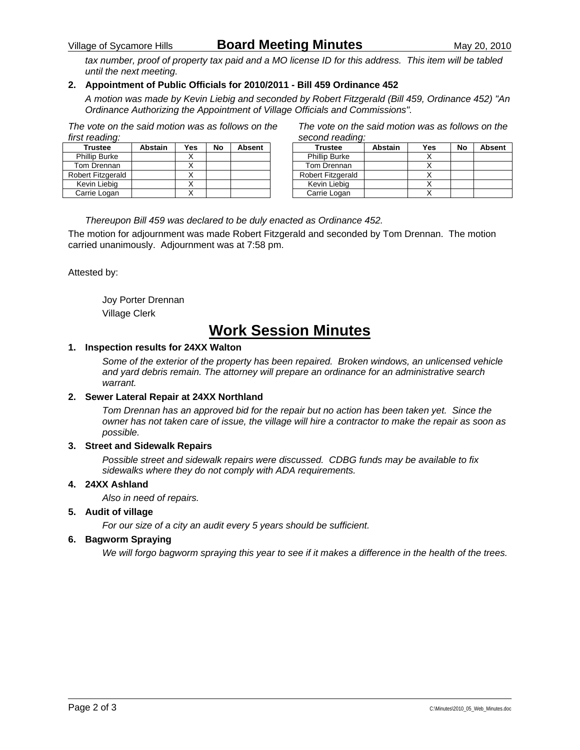*tax number, proof of property tax paid and a MO license ID for this address. This item will be tabled until the next meeting.*

**2. Appointment of Public Officials for 2010/2011 - Bill 459 Ordinance 452**

*A motion was made by Kevin Liebig and seconded by Robert Fitzgerald (Bill 459, Ordinance 452) "An Ordinance Authorizing the Appointment of Village Officials and Commissions".*

*The vote on the said motion was as follows on the first reading:*

| Trustee | Abstain | Yes | No | Absent |
|---|---|---|---|---|
| Phillip Burke | | X | | |
| Tom Drennan | | X | | |
| Robert Fitzgerald | | X | | |
| Kevin Liebig | | X | | |
| Carrie Logan | | X | | |

*The vote on the said motion was as follows on the second reading:*

| Trustee | Abstain | Yes | No | Absent |
|---|---|---|---|---|
| Phillip Burke | | X | | |
| Tom Drennan | | X | | |
| Robert Fitzgerald | | X | | |
| Kevin Liebig | | X | | |
| Carrie Logan | | X | | |

*Thereupon Bill 459 was declared to be duly enacted as Ordinance 452.*

The motion for adjournment was made Robert Fitzgerald and seconded by Tom Drennan. The motion carried unanimously. Adjournment was at 7:58 pm.

Attested by:

Joy Porter Drennan
Village Clerk

# Work Session Minutes

**1. Inspection results for 24XX Walton**

*Some of the exterior of the property has been repaired. Broken windows, an unlicensed vehicle and yard debris remain. The attorney will prepare an ordinance for an administrative search warrant.*

**2. Sewer Lateral Repair at 24XX Northland**

*Tom Drennan has an approved bid for the repair but no action has been taken yet. Since the owner has not taken care of issue, the village will hire a contractor to make the repair as soon as possible.*

**3. Street and Sidewalk Repairs**

*Possible street and sidewalk repairs were discussed. CDBG funds may be available to fix sidewalks where they do not comply with ADA requirements.*

**4. 24XX Ashland**

*Also in need of repairs.*

**5. Audit of village**

*For our size of a city an audit every 5 years should be sufficient.*

**6. Bagworm Spraying**

*We will forgo bagworm spraying this year to see if it makes a difference in the health of the trees.*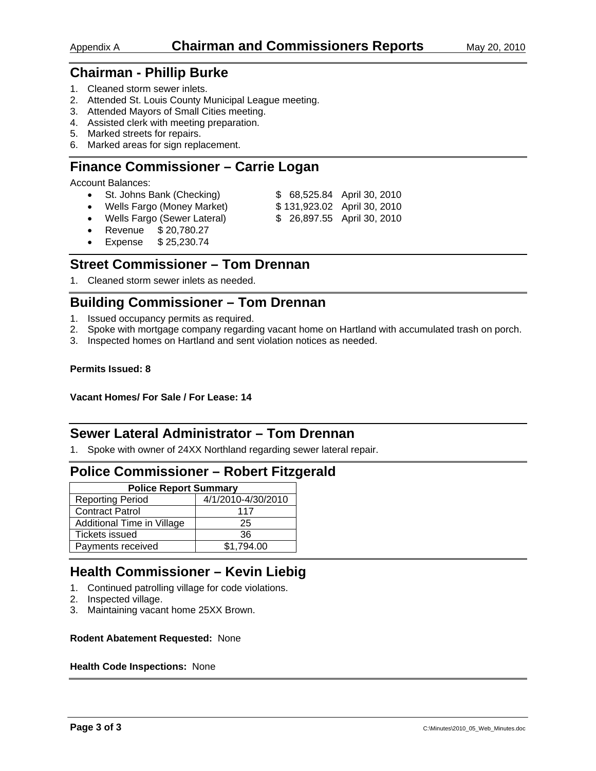Appendix A **Chairman and Commissioners Reports** May 20, 2010

## Chairman - Phillip Burke

1. Cleaned storm sewer inlets.
2. Attended St. Louis County Municipal League meeting.
3. Attended Mayors of Small Cities meeting.
4. Assisted clerk with meeting preparation.
5. Marked streets for repairs.
6. Marked areas for sign replacement.

## Finance Commissioner – Carrie Logan

Account Balances:

- St. Johns Bank (Checking) $ 68,525.84 April 30, 2010
- Wells Fargo (Money Market) $ 131,923.02 April 30, 2010
- Wells Fargo (Sewer Lateral) $ 26,897.55 April 30, 2010
- Revenue $ 20,780.27
- Expense $ 25,230.74

## Street Commissioner – Tom Drennan

1. Cleaned storm sewer inlets as needed.

## Building Commissioner – Tom Drennan

1. Issued occupancy permits as required.
2. Spoke with mortgage company regarding vacant home on Hartland with accumulated trash on porch.
3. Inspected homes on Hartland and sent violation notices as needed.

**Permits Issued: 8**

**Vacant Homes/ For Sale / For Lease: 14**

## Sewer Lateral Administrator – Tom Drennan

1. Spoke with owner of 24XX Northland regarding sewer lateral repair.

## Police Commissioner – Robert Fitzgerald

| Police Report Summary | |
|---|---|
| Reporting Period | 4/1/2010-4/30/2010 |
| Contract Patrol | 117 |
| Additional Time in Village | 25 |
| Tickets issued | 36 |
| Payments received | $1,794.00 |

## Health Commissioner – Kevin Liebig

1. Continued patrolling village for code violations.
2. Inspected village.
3. Maintaining vacant home 25XX Brown.

**Rodent Abatement Requested:** None

**Health Code Inspections:** None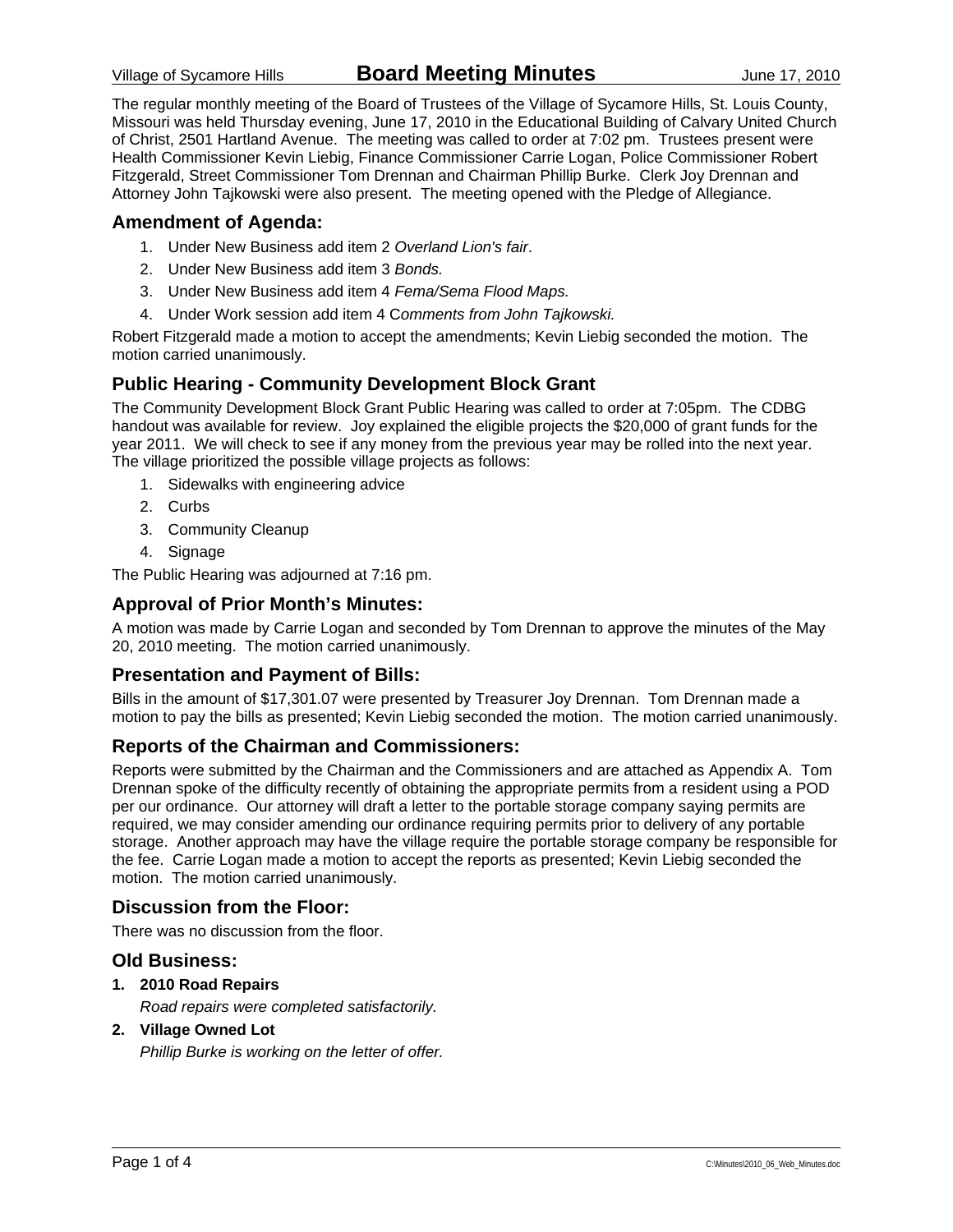# Board Meeting Minutes

Village of Sycamore Hills — June 17, 2010

The regular monthly meeting of the Board of Trustees of the Village of Sycamore Hills, St. Louis County, Missouri was held Thursday evening, June 17, 2010 in the Educational Building of Calvary United Church of Christ, 2501 Hartland Avenue. The meeting was called to order at 7:02 pm. Trustees present were Health Commissioner Kevin Liebig, Finance Commissioner Carrie Logan, Police Commissioner Robert Fitzgerald, Street Commissioner Tom Drennan and Chairman Phillip Burke. Clerk Joy Drennan and Attorney John Tajkowski were also present. The meeting opened with the Pledge of Allegiance.

## Amendment of Agenda:

1. Under New Business add item 2 *Overland Lion's fair*.
2. Under New Business add item 3 *Bonds.*
3. Under New Business add item 4 *Fema/Sema Flood Maps.*
4. Under Work session add item 4 C*omments from John Tajkowski.*

Robert Fitzgerald made a motion to accept the amendments; Kevin Liebig seconded the motion. The motion carried unanimously.

## Public Hearing - Community Development Block Grant

The Community Development Block Grant Public Hearing was called to order at 7:05pm. The CDBG handout was available for review. Joy explained the eligible projects the $20,000 of grant funds for the year 2011. We will check to see if any money from the previous year may be rolled into the next year. The village prioritized the possible village projects as follows:

1. Sidewalks with engineering advice
2. Curbs
3. Community Cleanup
4. Signage

The Public Hearing was adjourned at 7:16 pm.

## Approval of Prior Month's Minutes:

A motion was made by Carrie Logan and seconded by Tom Drennan to approve the minutes of the May 20, 2010 meeting. The motion carried unanimously.

## Presentation and Payment of Bills:

Bills in the amount of $17,301.07 were presented by Treasurer Joy Drennan. Tom Drennan made a motion to pay the bills as presented; Kevin Liebig seconded the motion. The motion carried unanimously.

## Reports of the Chairman and Commissioners:

Reports were submitted by the Chairman and the Commissioners and are attached as Appendix A. Tom Drennan spoke of the difficulty recently of obtaining the appropriate permits from a resident using a POD per our ordinance. Our attorney will draft a letter to the portable storage company saying permits are required, we may consider amending our ordinance requiring permits prior to delivery of any portable storage. Another approach may have the village require the portable storage company be responsible for the fee. Carrie Logan made a motion to accept the reports as presented; Kevin Liebig seconded the motion. The motion carried unanimously.

## Discussion from the Floor:

There was no discussion from the floor.

## Old Business:

1. **2010 Road Repairs**

   *Road repairs were completed satisfactorily.*

2. **Village Owned Lot**

   *Phillip Burke is working on the letter of offer.*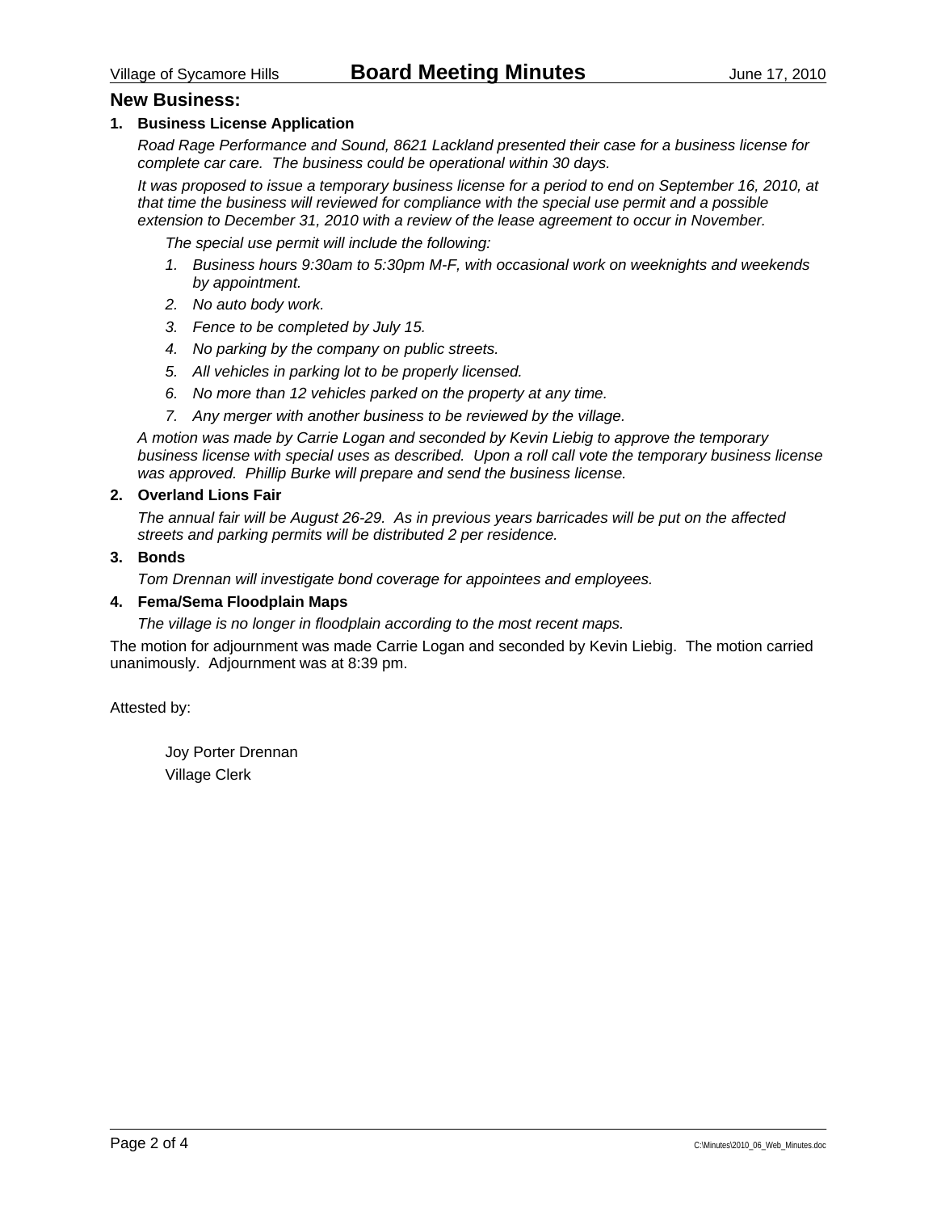## New Business:

**1. Business License Application**

*Road Rage Performance and Sound, 8621 Lackland presented their case for a business license for complete car care. The business could be operational within 30 days.*

*It was proposed to issue a temporary business license for a period to end on September 16, 2010, at that time the business will reviewed for compliance with the special use permit and a possible extension to December 31, 2010 with a review of the lease agreement to occur in November.*

*The special use permit will include the following:*

1. *Business hours 9:30am to 5:30pm M-F, with occasional work on weeknights and weekends by appointment.*
2. *No auto body work.*
3. *Fence to be completed by July 15.*
4. *No parking by the company on public streets.*
5. *All vehicles in parking lot to be properly licensed.*
6. *No more than 12 vehicles parked on the property at any time.*
7. *Any merger with another business to be reviewed by the village.*

*A motion was made by Carrie Logan and seconded by Kevin Liebig to approve the temporary business license with special uses as described. Upon a roll call vote the temporary business license was approved. Phillip Burke will prepare and send the business license.*

**2. Overland Lions Fair**

*The annual fair will be August 26-29. As in previous years barricades will be put on the affected streets and parking permits will be distributed 2 per residence.*

**3. Bonds**

*Tom Drennan will investigate bond coverage for appointees and employees.*

**4. Fema/Sema Floodplain Maps**

*The village is no longer in floodplain according to the most recent maps.*

The motion for adjournment was made Carrie Logan and seconded by Kevin Liebig. The motion carried unanimously. Adjournment was at 8:39 pm.

Attested by:

Joy Porter Drennan
Village Clerk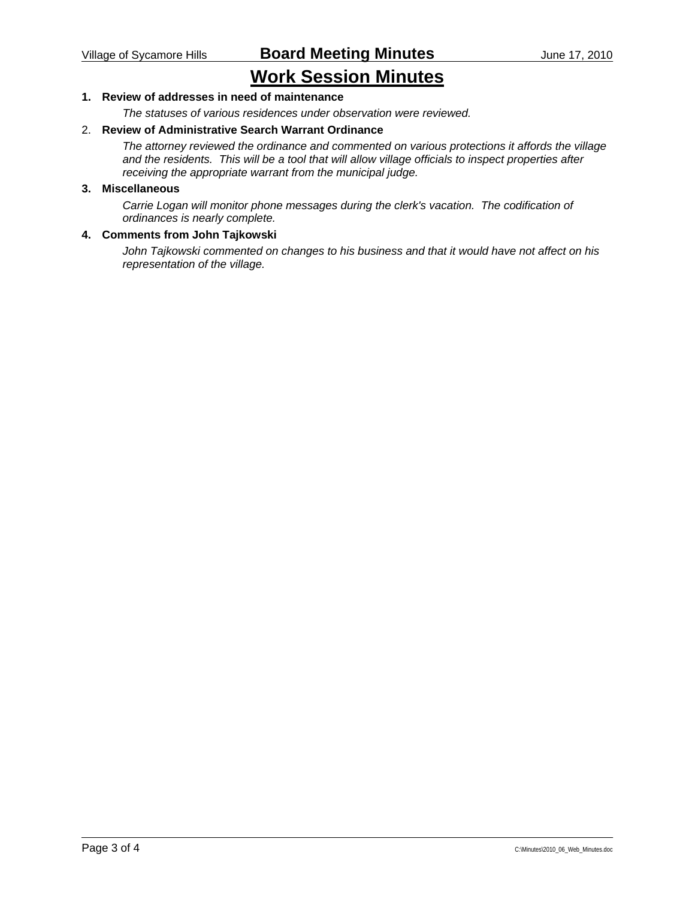# Work Session Minutes

**1. Review of addresses in need of maintenance**

*The statuses of various residences under observation were reviewed.*

2. **Review of Administrative Search Warrant Ordinance**

*The attorney reviewed the ordinance and commented on various protections it affords the village and the residents. This will be a tool that will allow village officials to inspect properties after receiving the appropriate warrant from the municipal judge.*

**3. Miscellaneous**

*Carrie Logan will monitor phone messages during the clerk's vacation. The codification of ordinances is nearly complete.*

**4. Comments from John Tajkowski**

*John Tajkowski commented on changes to his business and that it would have not affect on his representation of the village.*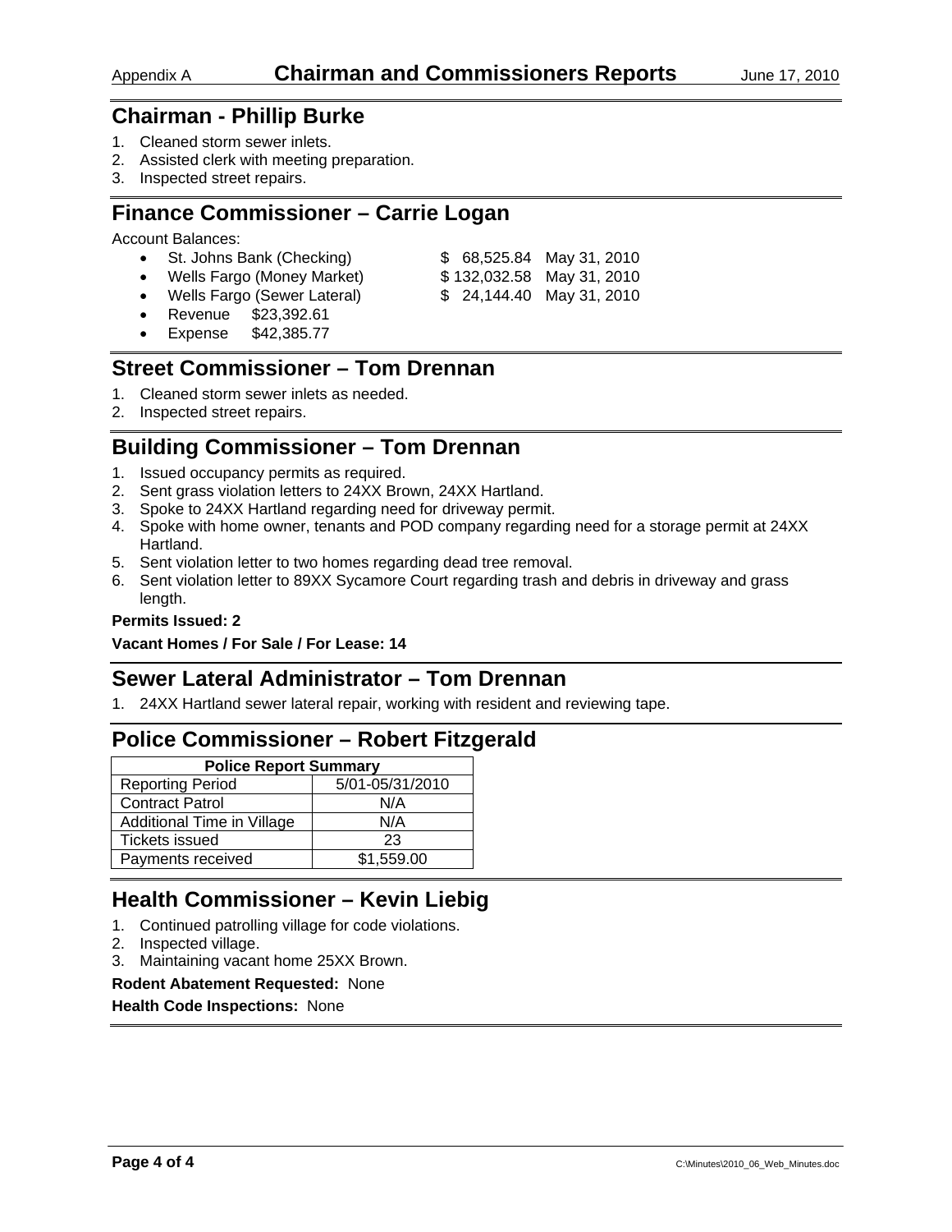Appendix A **Chairman and Commissioners Reports** June 17, 2010

## Chairman - Phillip Burke

1. Cleaned storm sewer inlets.
2. Assisted clerk with meeting preparation.
3. Inspected street repairs.

## Finance Commissioner – Carrie Logan

Account Balances:

- St. Johns Bank (Checking) $ 68,525.84 May 31, 2010
- Wells Fargo (Money Market) $ 132,032.58 May 31, 2010
- Wells Fargo (Sewer Lateral) $ 24,144.40 May 31, 2010
- Revenue $23,392.61
- Expense $42,385.77

## Street Commissioner – Tom Drennan

1. Cleaned storm sewer inlets as needed.
2. Inspected street repairs.

## Building Commissioner – Tom Drennan

1. Issued occupancy permits as required.
2. Sent grass violation letters to 24XX Brown, 24XX Hartland.
3. Spoke to 24XX Hartland regarding need for driveway permit.
4. Spoke with home owner, tenants and POD company regarding need for a storage permit at 24XX Hartland.
5. Sent violation letter to two homes regarding dead tree removal.
6. Sent violation letter to 89XX Sycamore Court regarding trash and debris in driveway and grass length.

**Permits Issued: 2**

**Vacant Homes / For Sale / For Lease: 14**

## Sewer Lateral Administrator – Tom Drennan

1. 24XX Hartland sewer lateral repair, working with resident and reviewing tape.

## Police Commissioner – Robert Fitzgerald

| Police Report Summary | |
|---|---|
| Reporting Period | 5/01-05/31/2010 |
| Contract Patrol | N/A |
| Additional Time in Village | N/A |
| Tickets issued | 23 |
| Payments received | $1,559.00 |

## Health Commissioner – Kevin Liebig

1. Continued patrolling village for code violations.
2. Inspected village.
3. Maintaining vacant home 25XX Brown.

**Rodent Abatement Requested:** None

**Health Code Inspections:** None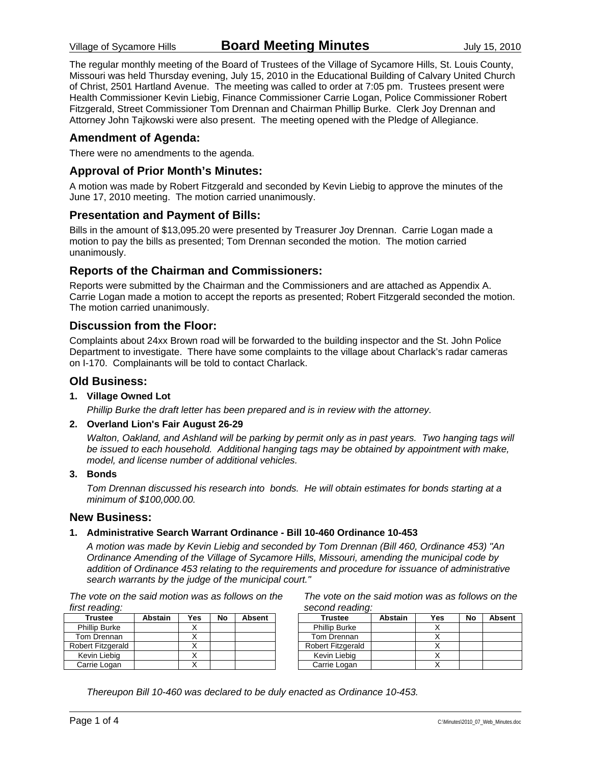The regular monthly meeting of the Board of Trustees of the Village of Sycamore Hills, St. Louis County, Missouri was held Thursday evening, July 15, 2010 in the Educational Building of Calvary United Church of Christ, 2501 Hartland Avenue. The meeting was called to order at 7:05 pm. Trustees present were Health Commissioner Kevin Liebig, Finance Commissioner Carrie Logan, Police Commissioner Robert Fitzgerald, Street Commissioner Tom Drennan and Chairman Phillip Burke. Clerk Joy Drennan and Attorney John Tajkowski were also present. The meeting opened with the Pledge of Allegiance.

## Amendment of Agenda:

There were no amendments to the agenda.

## Approval of Prior Month's Minutes:

A motion was made by Robert Fitzgerald and seconded by Kevin Liebig to approve the minutes of the June 17, 2010 meeting. The motion carried unanimously.

## Presentation and Payment of Bills:

Bills in the amount of $13,095.20 were presented by Treasurer Joy Drennan. Carrie Logan made a motion to pay the bills as presented; Tom Drennan seconded the motion. The motion carried unanimously.

## Reports of the Chairman and Commissioners:

Reports were submitted by the Chairman and the Commissioners and are attached as Appendix A. Carrie Logan made a motion to accept the reports as presented; Robert Fitzgerald seconded the motion. The motion carried unanimously.

## Discussion from the Floor:

Complaints about 24xx Brown road will be forwarded to the building inspector and the St. John Police Department to investigate. There have some complaints to the village about Charlack's radar cameras on I-170. Complainants will be told to contact Charlack.

## Old Business:

**1. Village Owned Lot**

*Phillip Burke the draft letter has been prepared and is in review with the attorney.*

**2. Overland Lion's Fair August 26-29**

*Walton, Oakland, and Ashland will be parking by permit only as in past years. Two hanging tags will be issued to each household. Additional hanging tags may be obtained by appointment with make, model, and license number of additional vehicles.*

**3. Bonds**

*Tom Drennan discussed his research into bonds. He will obtain estimates for bonds starting at a minimum of $100,000.00.*

## New Business:

**1. Administrative Search Warrant Ordinance - Bill 10-460 Ordinance 10-453**

*A motion was made by Kevin Liebig and seconded by Tom Drennan (Bill 460, Ordinance 453) "An Ordinance Amending of the Village of Sycamore Hills, Missouri, amending the municipal code by addition of Ordinance 453 relating to the requirements and procedure for issuance of administrative search warrants by the judge of the municipal court."*

*The vote on the said motion was as follows on the first reading:*

| Trustee | Abstain | Yes | No | Absent |
|---|---|---|---|---|
| Phillip Burke | | X | | |
| Tom Drennan | | X | | |
| Robert Fitzgerald | | X | | |
| Kevin Liebig | | X | | |
| Carrie Logan | | X | | |

*The vote on the said motion was as follows on the second reading:*

| Trustee | Abstain | Yes | No | Absent |
|---|---|---|---|---|
| Phillip Burke | | X | | |
| Tom Drennan | | X | | |
| Robert Fitzgerald | | X | | |
| Kevin Liebig | | X | | |
| Carrie Logan | | X | | |

*Thereupon Bill 10-460 was declared to be duly enacted as Ordinance 10-453.*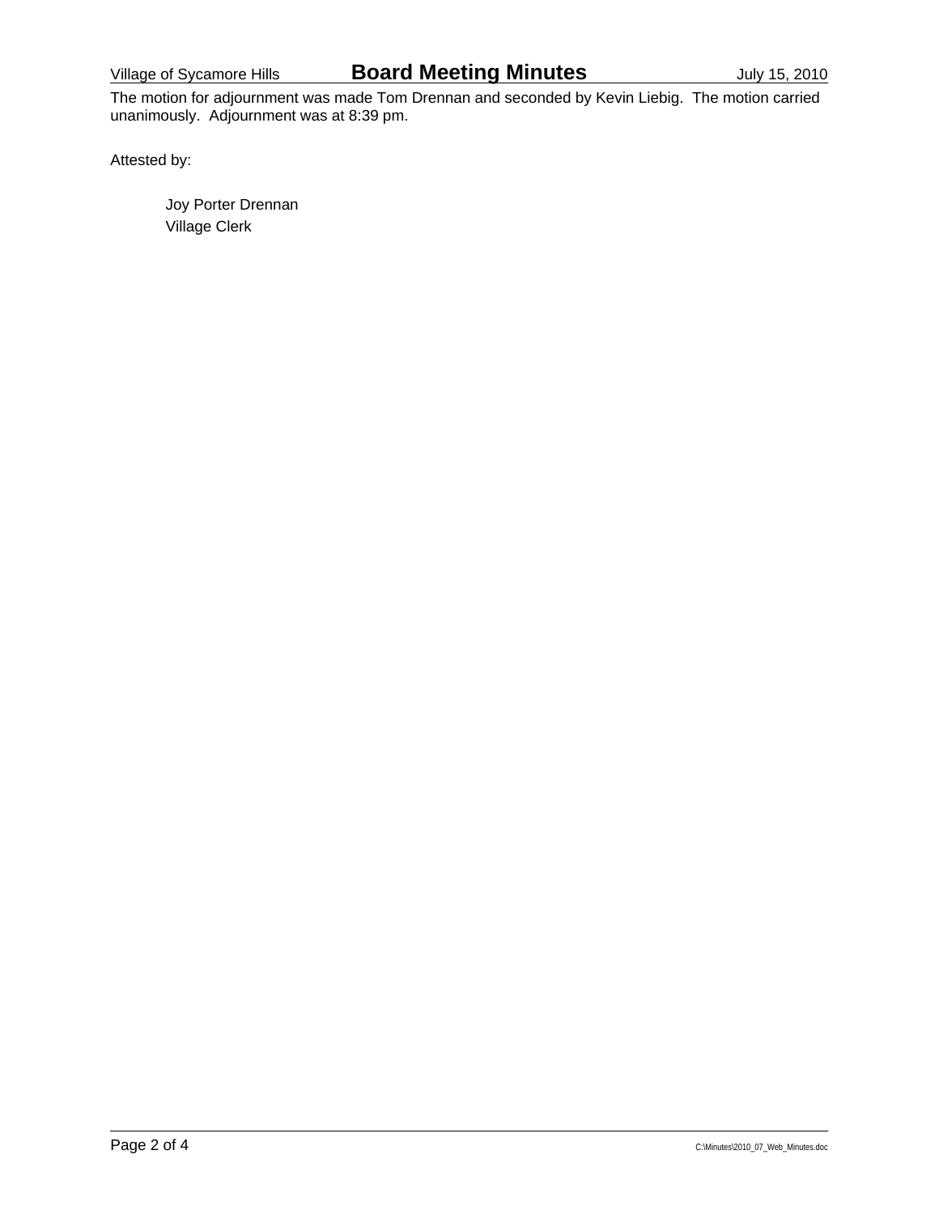The motion for adjournment was made Tom Drennan and seconded by Kevin Liebig. The motion carried unanimously. Adjournment was at 8:39 pm.

Attested by:

Joy Porter Drennan
Village Clerk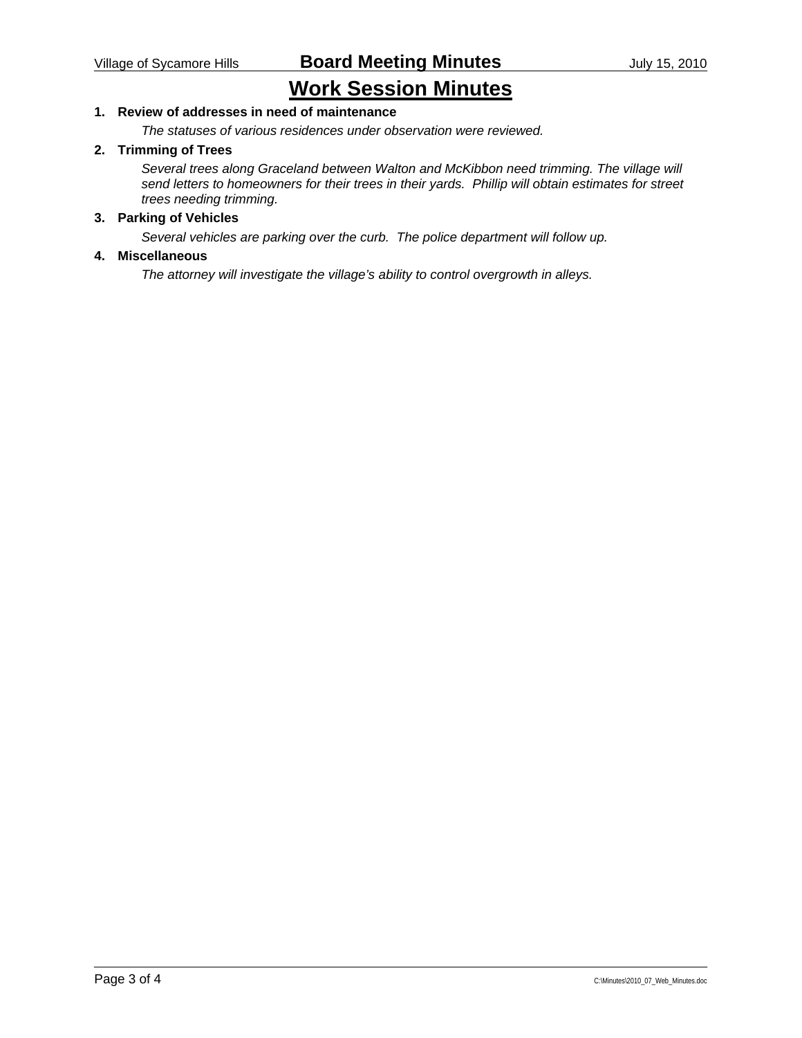# Work Session Minutes

1. **Review of addresses in need of maintenance**

   *The statuses of various residences under observation were reviewed.*

2. **Trimming of Trees**

   *Several trees along Graceland between Walton and McKibbon need trimming. The village will send letters to homeowners for their trees in their yards. Phillip will obtain estimates for street trees needing trimming.*

3. **Parking of Vehicles**

   *Several vehicles are parking over the curb. The police department will follow up.*

4. **Miscellaneous**

   *The attorney will investigate the village's ability to control overgrowth in alleys.*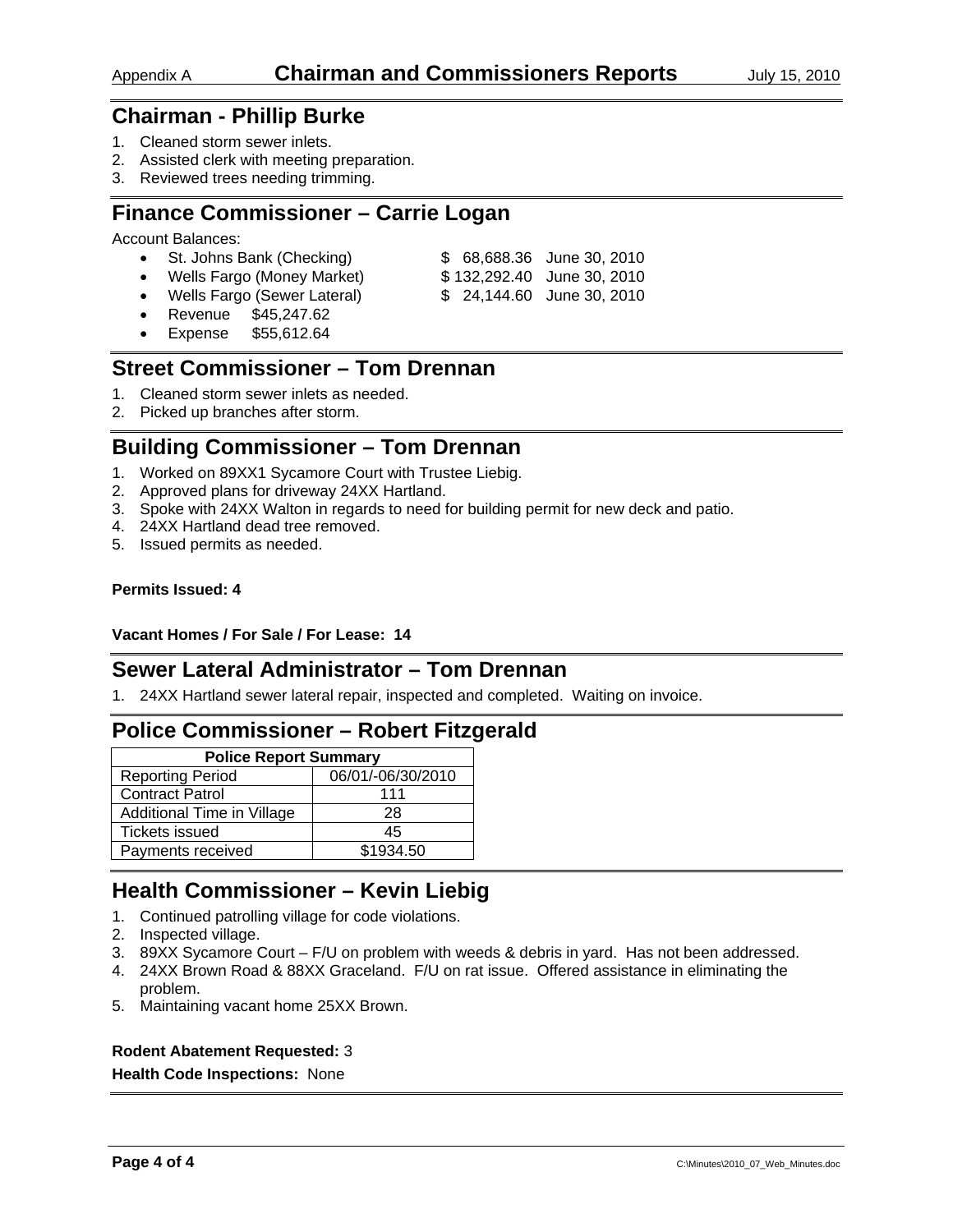# Chairman and Commissioners Reports

Appendix A — July 15, 2010

## Chairman - Phillip Burke

1. Cleaned storm sewer inlets.
2. Assisted clerk with meeting preparation.
3. Reviewed trees needing trimming.

## Finance Commissioner – Carrie Logan

Account Balances:

- St. Johns Bank (Checking) $ 68,688.36 June 30, 2010
- Wells Fargo (Money Market) $ 132,292.40 June 30, 2010
- Wells Fargo (Sewer Lateral) $ 24,144.60 June 30, 2010
- Revenue $45,247.62
- Expense $55,612.64

## Street Commissioner – Tom Drennan

1. Cleaned storm sewer inlets as needed.
2. Picked up branches after storm.

## Building Commissioner – Tom Drennan

1. Worked on 89XX1 Sycamore Court with Trustee Liebig.
2. Approved plans for driveway 24XX Hartland.
3. Spoke with 24XX Walton in regards to need for building permit for new deck and patio.
4. 24XX Hartland dead tree removed.
5. Issued permits as needed.

**Permits Issued: 4**

**Vacant Homes / For Sale / For Lease: 14**

## Sewer Lateral Administrator – Tom Drennan

1. 24XX Hartland sewer lateral repair, inspected and completed. Waiting on invoice.

## Police Commissioner – Robert Fitzgerald

| Police Report Summary | |
|---|---|
| Reporting Period | 06/01/-06/30/2010 |
| Contract Patrol | 111 |
| Additional Time in Village | 28 |
| Tickets issued | 45 |
| Payments received | $1934.50 |

## Health Commissioner – Kevin Liebig

1. Continued patrolling village for code violations.
2. Inspected village.
3. 89XX Sycamore Court – F/U on problem with weeds & debris in yard. Has not been addressed.
4. 24XX Brown Road & 88XX Graceland. F/U on rat issue. Offered assistance in eliminating the problem.
5. Maintaining vacant home 25XX Brown.

**Rodent Abatement Requested:** 3

**Health Code Inspections:** None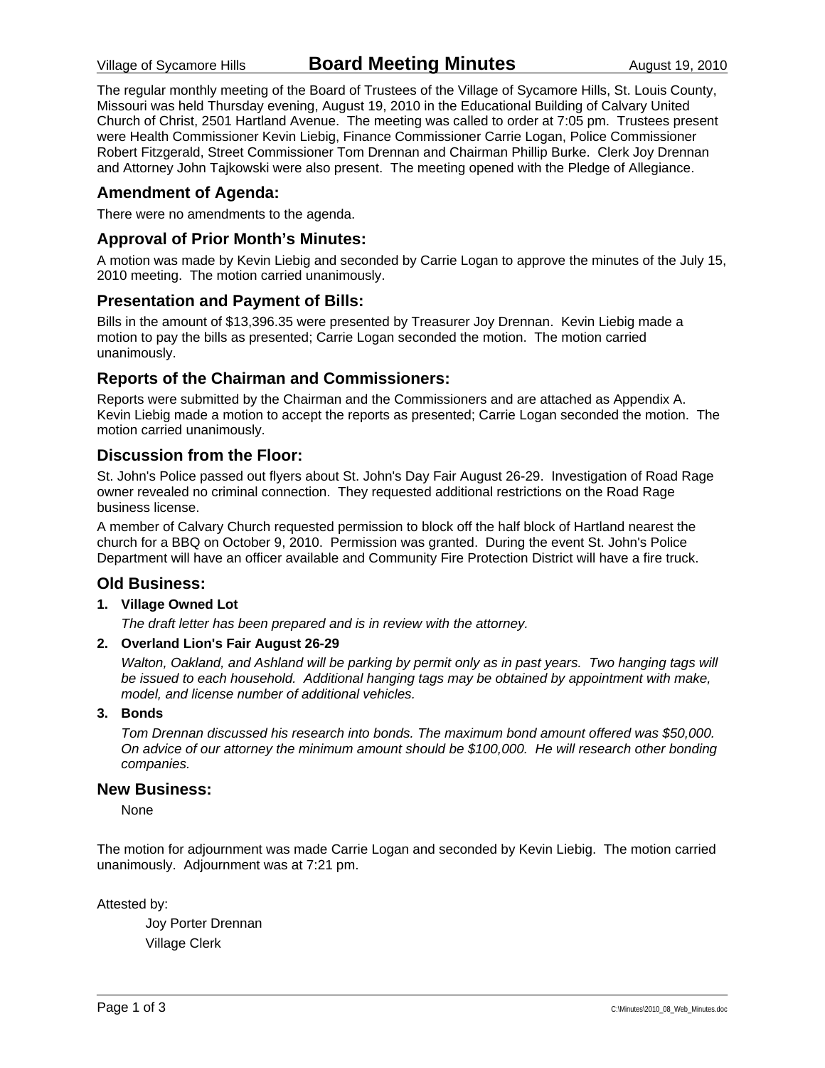Village of Sycamore Hills **Board Meeting Minutes** August 19, 2010

The regular monthly meeting of the Board of Trustees of the Village of Sycamore Hills, St. Louis County, Missouri was held Thursday evening, August 19, 2010 in the Educational Building of Calvary United Church of Christ, 2501 Hartland Avenue. The meeting was called to order at 7:05 pm. Trustees present were Health Commissioner Kevin Liebig, Finance Commissioner Carrie Logan, Police Commissioner Robert Fitzgerald, Street Commissioner Tom Drennan and Chairman Phillip Burke. Clerk Joy Drennan and Attorney John Tajkowski were also present. The meeting opened with the Pledge of Allegiance.

## Amendment of Agenda:

There were no amendments to the agenda.

## Approval of Prior Month's Minutes:

A motion was made by Kevin Liebig and seconded by Carrie Logan to approve the minutes of the July 15, 2010 meeting. The motion carried unanimously.

## Presentation and Payment of Bills:

Bills in the amount of $13,396.35 were presented by Treasurer Joy Drennan. Kevin Liebig made a motion to pay the bills as presented; Carrie Logan seconded the motion. The motion carried unanimously.

## Reports of the Chairman and Commissioners:

Reports were submitted by the Chairman and the Commissioners and are attached as Appendix A. Kevin Liebig made a motion to accept the reports as presented; Carrie Logan seconded the motion. The motion carried unanimously.

## Discussion from the Floor:

St. John's Police passed out flyers about St. John's Day Fair August 26-29. Investigation of Road Rage owner revealed no criminal connection. They requested additional restrictions on the Road Rage business license.

A member of Calvary Church requested permission to block off the half block of Hartland nearest the church for a BBQ on October 9, 2010. Permission was granted. During the event St. John's Police Department will have an officer available and Community Fire Protection District will have a fire truck.

## Old Business:

1. **Village Owned Lot**

   *The draft letter has been prepared and is in review with the attorney.*

2. **Overland Lion's Fair August 26-29**

   *Walton, Oakland, and Ashland will be parking by permit only as in past years. Two hanging tags will be issued to each household. Additional hanging tags may be obtained by appointment with make, model, and license number of additional vehicles.*

3. **Bonds**

   *Tom Drennan discussed his research into bonds. The maximum bond amount offered was $50,000. On advice of our attorney the minimum amount should be $100,000. He will research other bonding companies.*

## New Business:

None

The motion for adjournment was made Carrie Logan and seconded by Kevin Liebig. The motion carried unanimously. Adjournment was at 7:21 pm.

Attested by:

Joy Porter Drennan
Village Clerk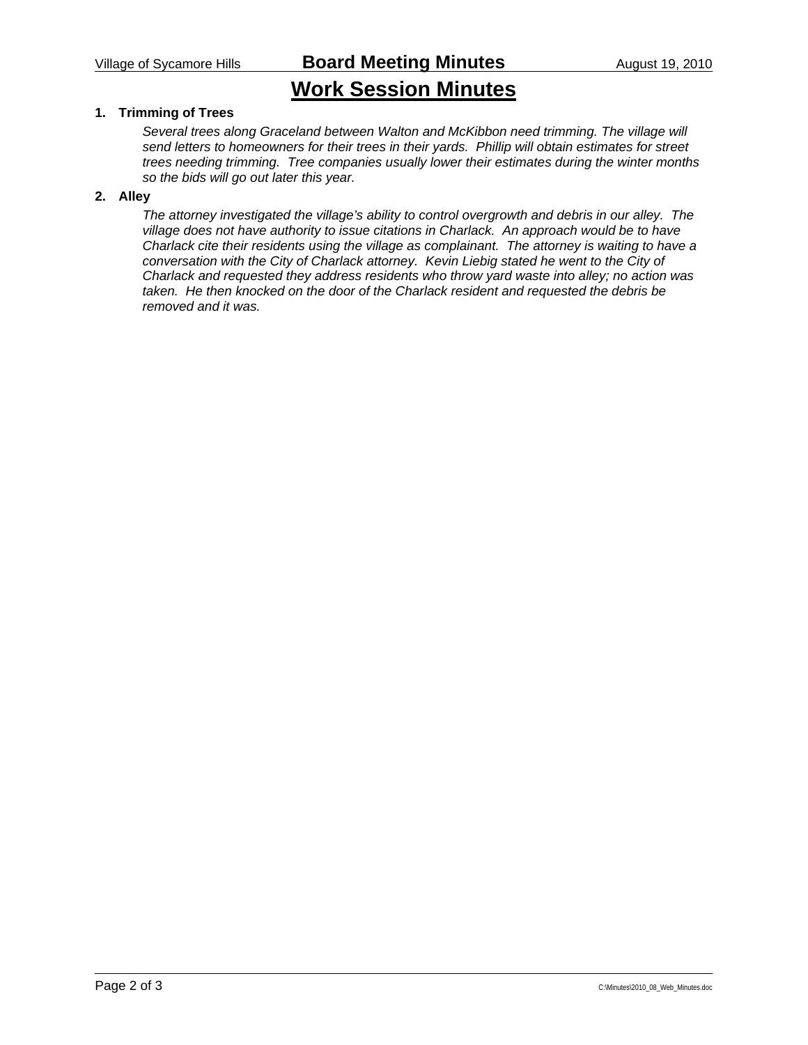# Work Session Minutes

**1. Trimming of Trees**

*Several trees along Graceland between Walton and McKibbon need trimming. The village will send letters to homeowners for their trees in their yards. Phillip will obtain estimates for street trees needing trimming. Tree companies usually lower their estimates during the winter months so the bids will go out later this year.*

**2. Alley**

*The attorney investigated the village's ability to control overgrowth and debris in our alley. The village does not have authority to issue citations in Charlack. An approach would be to have Charlack cite their residents using the village as complainant. The attorney is waiting to have a conversation with the City of Charlack attorney. Kevin Liebig stated he went to the City of Charlack and requested they address residents who throw yard waste into alley; no action was taken. He then knocked on the door of the Charlack resident and requested the debris be removed and it was.*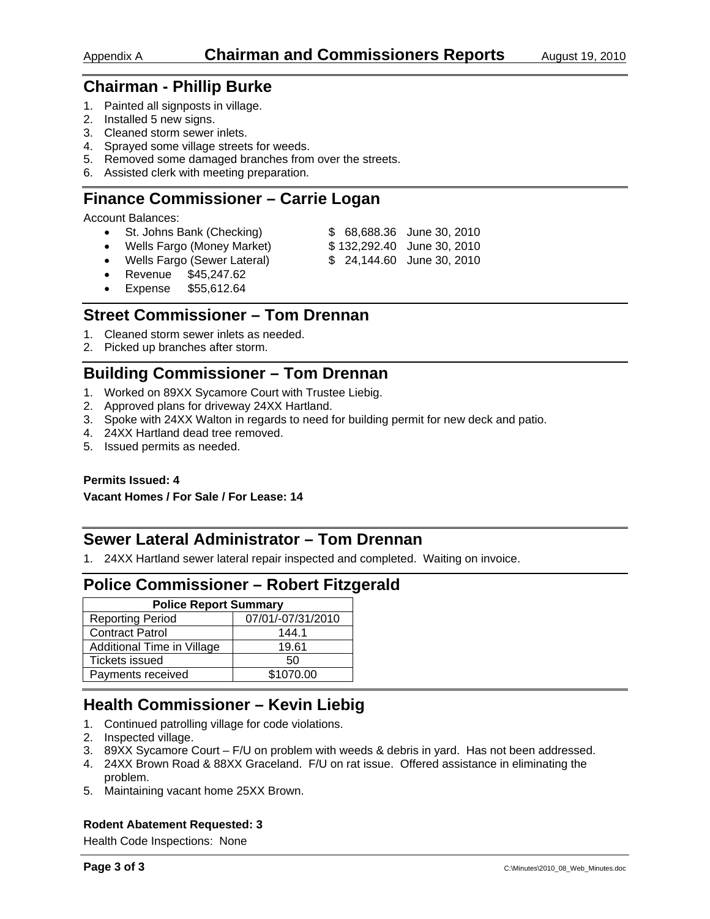# Appendix A — Chairman and Commissioners Reports — August 19, 2010

## Chairman - Phillip Burke

1. Painted all signposts in village.
2. Installed 5 new signs.
3. Cleaned storm sewer inlets.
4. Sprayed some village streets for weeds.
5. Removed some damaged branches from over the streets.
6. Assisted clerk with meeting preparation.

## Finance Commissioner – Carrie Logan

Account Balances:

- St. Johns Bank (Checking) $ 68,688.36 June 30, 2010
- Wells Fargo (Money Market) $ 132,292.40 June 30, 2010
- Wells Fargo (Sewer Lateral) $ 24,144.60 June 30, 2010
- Revenue $45,247.62
- Expense $55,612.64

## Street Commissioner – Tom Drennan

1. Cleaned storm sewer inlets as needed.
2. Picked up branches after storm.

## Building Commissioner – Tom Drennan

1. Worked on 89XX Sycamore Court with Trustee Liebig.
2. Approved plans for driveway 24XX Hartland.
3. Spoke with 24XX Walton in regards to need for building permit for new deck and patio.
4. 24XX Hartland dead tree removed.
5. Issued permits as needed.

**Permits Issued: 4**

**Vacant Homes / For Sale / For Lease: 14**

## Sewer Lateral Administrator – Tom Drennan

1. 24XX Hartland sewer lateral repair inspected and completed. Waiting on invoice.

## Police Commissioner – Robert Fitzgerald

| Police Report Summary | |
|---|---|
| Reporting Period | 07/01/-07/31/2010 |
| Contract Patrol | 144.1 |
| Additional Time in Village | 19.61 |
| Tickets issued | 50 |
| Payments received | $1070.00 |

## Health Commissioner – Kevin Liebig

1. Continued patrolling village for code violations.
2. Inspected village.
3. 89XX Sycamore Court – F/U on problem with weeds & debris in yard. Has not been addressed.
4. 24XX Brown Road & 88XX Graceland. F/U on rat issue. Offered assistance in eliminating the problem.
5. Maintaining vacant home 25XX Brown.

**Rodent Abatement Requested: 3**

Health Code Inspections: None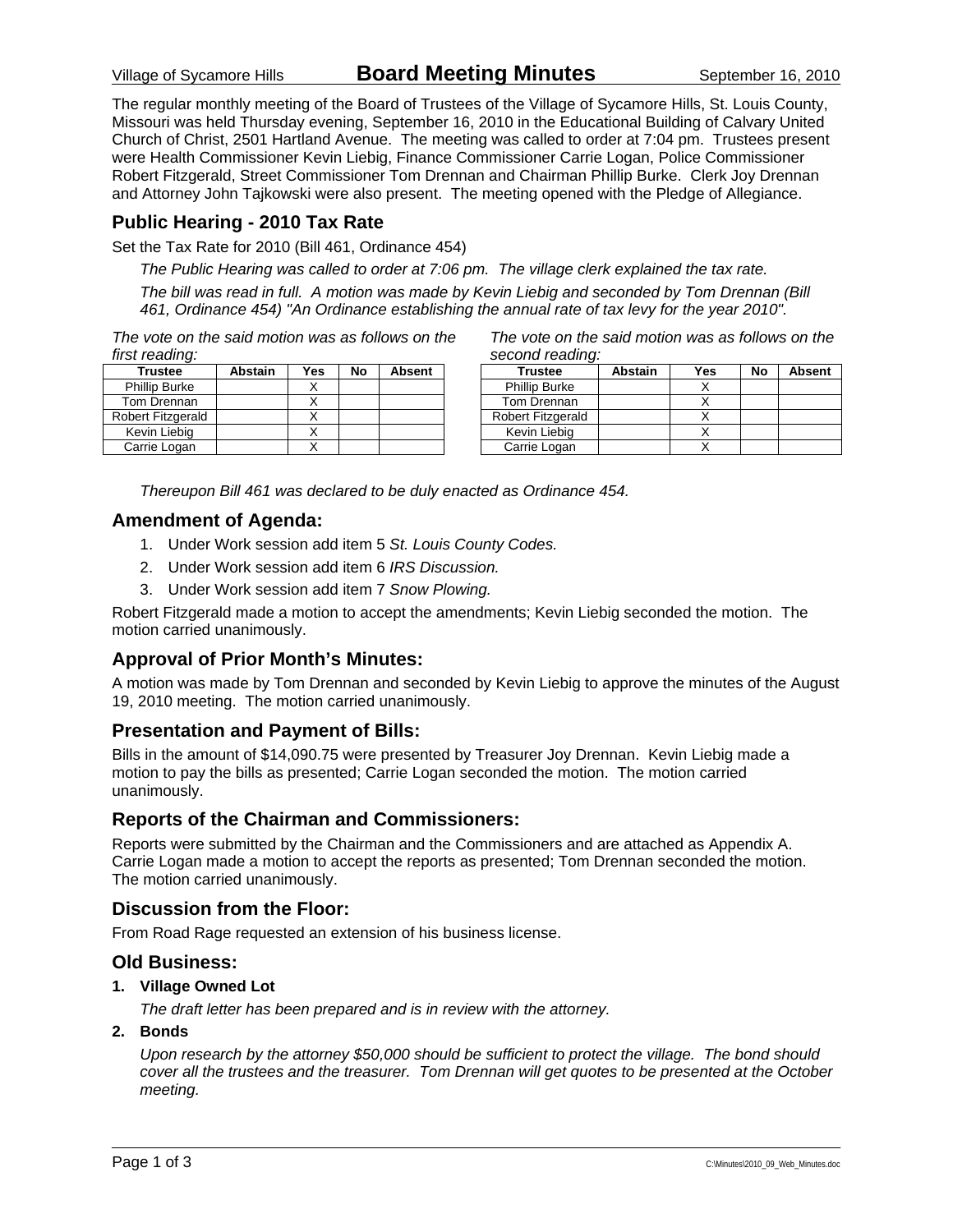# Board Meeting Minutes

Village of Sycamore Hills — September 16, 2010

The regular monthly meeting of the Board of Trustees of the Village of Sycamore Hills, St. Louis County, Missouri was held Thursday evening, September 16, 2010 in the Educational Building of Calvary United Church of Christ, 2501 Hartland Avenue. The meeting was called to order at 7:04 pm. Trustees present were Health Commissioner Kevin Liebig, Finance Commissioner Carrie Logan, Police Commissioner Robert Fitzgerald, Street Commissioner Tom Drennan and Chairman Phillip Burke. Clerk Joy Drennan and Attorney John Tajkowski were also present. The meeting opened with the Pledge of Allegiance.

## Public Hearing - 2010 Tax Rate

Set the Tax Rate for 2010 (Bill 461, Ordinance 454)

*The Public Hearing was called to order at 7:06 pm. The village clerk explained the tax rate.*

*The bill was read in full. A motion was made by Kevin Liebig and seconded by Tom Drennan (Bill 461, Ordinance 454) "An Ordinance establishing the annual rate of tax levy for the year 2010".*

*The vote on the said motion was as follows on the first reading:*

| Trustee | Abstain | Yes | No | Absent |
|---|---|---|---|---|
| Phillip Burke | | X | | |
| Tom Drennan | | X | | |
| Robert Fitzgerald | | X | | |
| Kevin Liebig | | X | | |
| Carrie Logan | | X | | |

*The vote on the said motion was as follows on the second reading:*

| Trustee | Abstain | Yes | No | Absent |
|---|---|---|---|---|
| Phillip Burke | | X | | |
| Tom Drennan | | X | | |
| Robert Fitzgerald | | X | | |
| Kevin Liebig | | X | | |
| Carrie Logan | | X | | |

*Thereupon Bill 461 was declared to be duly enacted as Ordinance 454.*

## Amendment of Agenda:

1. Under Work session add item 5 *St. Louis County Codes.*
2. Under Work session add item 6 *IRS Discussion.*
3. Under Work session add item 7 *Snow Plowing.*

Robert Fitzgerald made a motion to accept the amendments; Kevin Liebig seconded the motion. The motion carried unanimously.

## Approval of Prior Month's Minutes:

A motion was made by Tom Drennan and seconded by Kevin Liebig to approve the minutes of the August 19, 2010 meeting. The motion carried unanimously.

## Presentation and Payment of Bills:

Bills in the amount of $14,090.75 were presented by Treasurer Joy Drennan. Kevin Liebig made a motion to pay the bills as presented; Carrie Logan seconded the motion. The motion carried unanimously.

## Reports of the Chairman and Commissioners:

Reports were submitted by the Chairman and the Commissioners and are attached as Appendix A. Carrie Logan made a motion to accept the reports as presented; Tom Drennan seconded the motion. The motion carried unanimously.

## Discussion from the Floor:

From Road Rage requested an extension of his business license.

## Old Business:

**1. Village Owned Lot**

*The draft letter has been prepared and is in review with the attorney.*

**2. Bonds**

*Upon research by the attorney $50,000 should be sufficient to protect the village. The bond should cover all the trustees and the treasurer. Tom Drennan will get quotes to be presented at the October meeting.*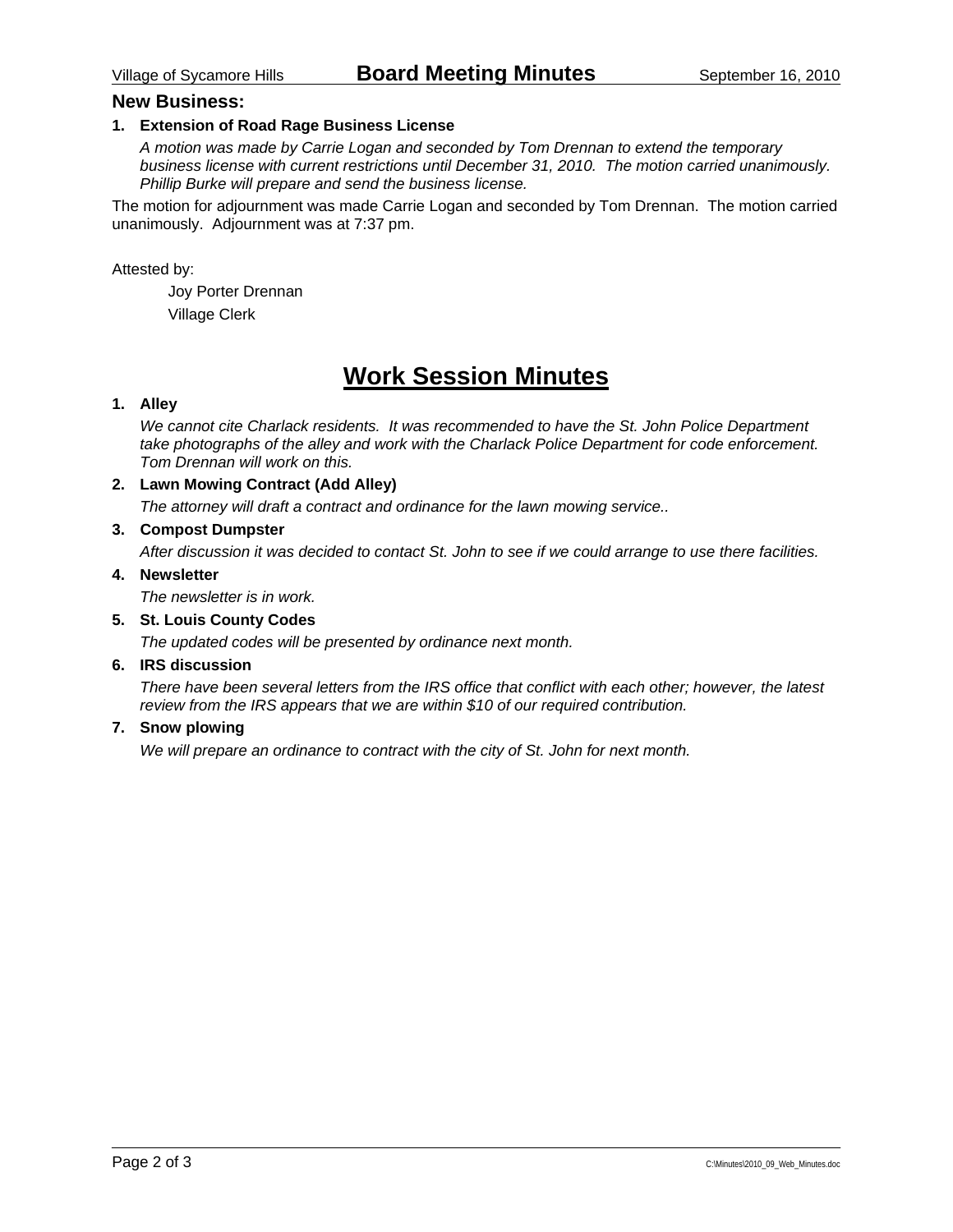## New Business:

1. **Extension of Road Rage Business License**

   *A motion was made by Carrie Logan and seconded by Tom Drennan to extend the temporary business license with current restrictions until December 31, 2010. The motion carried unanimously. Phillip Burke will prepare and send the business license.*

The motion for adjournment was made Carrie Logan and seconded by Tom Drennan. The motion carried unanimously. Adjournment was at 7:37 pm.

Attested by:

Joy Porter Drennan
Village Clerk

# Work Session Minutes

1. **Alley**

   *We cannot cite Charlack residents. It was recommended to have the St. John Police Department take photographs of the alley and work with the Charlack Police Department for code enforcement. Tom Drennan will work on this.*

2. **Lawn Mowing Contract (Add Alley)**

   *The attorney will draft a contract and ordinance for the lawn mowing service..*

3. **Compost Dumpster**

   *After discussion it was decided to contact St. John to see if we could arrange to use there facilities.*

4. **Newsletter**

   *The newsletter is in work.*

5. **St. Louis County Codes**

   *The updated codes will be presented by ordinance next month.*

6. **IRS discussion**

   *There have been several letters from the IRS office that conflict with each other; however, the latest review from the IRS appears that we are within $10 of our required contribution.*

7. **Snow plowing**

   *We will prepare an ordinance to contract with the city of St. John for next month.*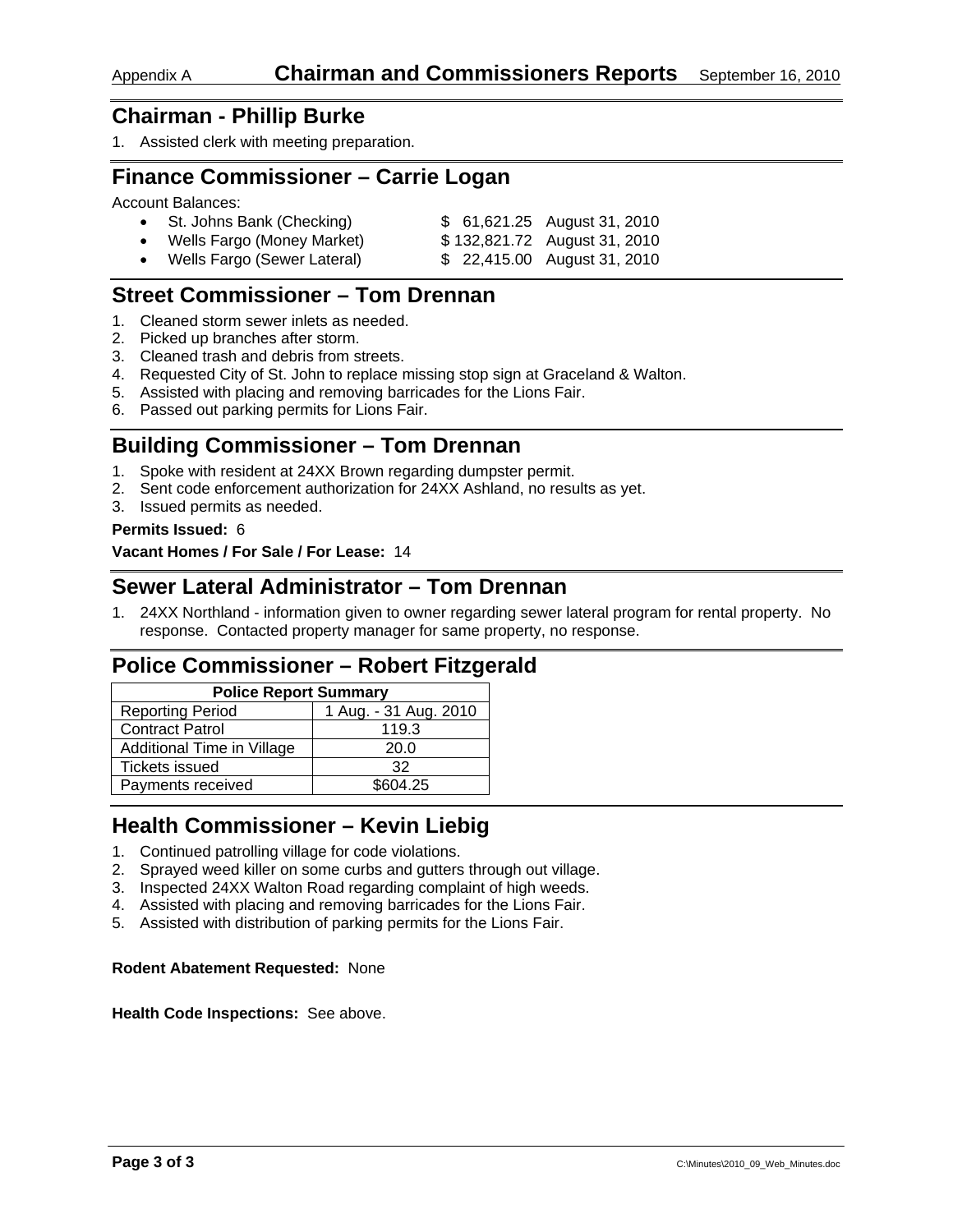Appendix A **Chairman and Commissioners Reports** September 16, 2010

## Chairman - Phillip Burke

1. Assisted clerk with meeting preparation.

## Finance Commissioner – Carrie Logan

Account Balances:

- St. Johns Bank (Checking) $ 61,621.25 August 31, 2010
- Wells Fargo (Money Market) $ 132,821.72 August 31, 2010
- Wells Fargo (Sewer Lateral) $ 22,415.00 August 31, 2010

## Street Commissioner – Tom Drennan

1. Cleaned storm sewer inlets as needed.
2. Picked up branches after storm.
3. Cleaned trash and debris from streets.
4. Requested City of St. John to replace missing stop sign at Graceland & Walton.
5. Assisted with placing and removing barricades for the Lions Fair.
6. Passed out parking permits for Lions Fair.

## Building Commissioner – Tom Drennan

1. Spoke with resident at 24XX Brown regarding dumpster permit.
2. Sent code enforcement authorization for 24XX Ashland, no results as yet.
3. Issued permits as needed.

**Permits Issued:** 6

**Vacant Homes / For Sale / For Lease:** 14

## Sewer Lateral Administrator – Tom Drennan

1. 24XX Northland - information given to owner regarding sewer lateral program for rental property. No response. Contacted property manager for same property, no response.

## Police Commissioner – Robert Fitzgerald

| Police Report Summary | |
|---|---|
| Reporting Period | 1 Aug. - 31 Aug. 2010 |
| Contract Patrol | 119.3 |
| Additional Time in Village | 20.0 |
| Tickets issued | 32 |
| Payments received | $604.25 |

## Health Commissioner – Kevin Liebig

1. Continued patrolling village for code violations.
2. Sprayed weed killer on some curbs and gutters through out village.
3. Inspected 24XX Walton Road regarding complaint of high weeds.
4. Assisted with placing and removing barricades for the Lions Fair.
5. Assisted with distribution of parking permits for the Lions Fair.

**Rodent Abatement Requested:** None

**Health Code Inspections:** See above.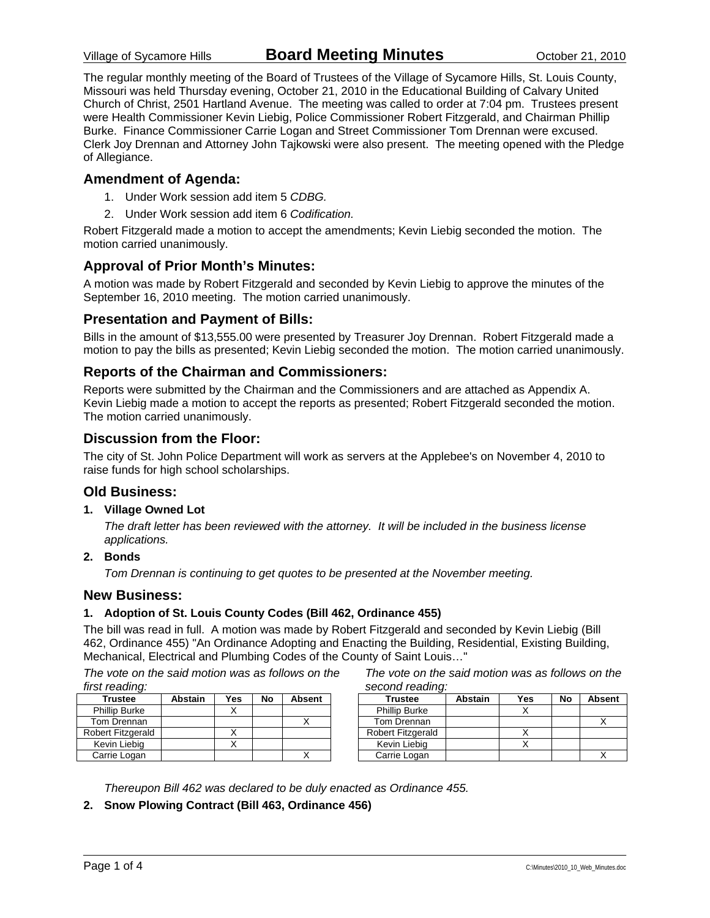The regular monthly meeting of the Board of Trustees of the Village of Sycamore Hills, St. Louis County, Missouri was held Thursday evening, October 21, 2010 in the Educational Building of Calvary United Church of Christ, 2501 Hartland Avenue. The meeting was called to order at 7:04 pm. Trustees present were Health Commissioner Kevin Liebig, Police Commissioner Robert Fitzgerald, and Chairman Phillip Burke. Finance Commissioner Carrie Logan and Street Commissioner Tom Drennan were excused. Clerk Joy Drennan and Attorney John Tajkowski were also present. The meeting opened with the Pledge of Allegiance.

## Amendment of Agenda:

1. Under Work session add item 5 *CDBG.*
2. Under Work session add item 6 *Codification.*

Robert Fitzgerald made a motion to accept the amendments; Kevin Liebig seconded the motion. The motion carried unanimously.

## Approval of Prior Month's Minutes:

A motion was made by Robert Fitzgerald and seconded by Kevin Liebig to approve the minutes of the September 16, 2010 meeting. The motion carried unanimously.

## Presentation and Payment of Bills:

Bills in the amount of $13,555.00 were presented by Treasurer Joy Drennan. Robert Fitzgerald made a motion to pay the bills as presented; Kevin Liebig seconded the motion. The motion carried unanimously.

## Reports of the Chairman and Commissioners:

Reports were submitted by the Chairman and the Commissioners and are attached as Appendix A. Kevin Liebig made a motion to accept the reports as presented; Robert Fitzgerald seconded the motion. The motion carried unanimously.

## Discussion from the Floor:

The city of St. John Police Department will work as servers at the Applebee's on November 4, 2010 to raise funds for high school scholarships.

## Old Business:

**1. Village Owned Lot**

*The draft letter has been reviewed with the attorney. It will be included in the business license applications.*

**2. Bonds**

*Tom Drennan is continuing to get quotes to be presented at the November meeting.*

## New Business:

**1. Adoption of St. Louis County Codes (Bill 462, Ordinance 455)**

The bill was read in full. A motion was made by Robert Fitzgerald and seconded by Kevin Liebig (Bill 462, Ordinance 455) "An Ordinance Adopting and Enacting the Building, Residential, Existing Building, Mechanical, Electrical and Plumbing Codes of the County of Saint Louis…"

*The vote on the said motion was as follows on the first reading:*

| Trustee | Abstain | Yes | No | Absent |
|---|---|---|---|---|
| Phillip Burke | | X | | |
| Tom Drennan | | | | X |
| Robert Fitzgerald | | X | | |
| Kevin Liebig | | X | | |
| Carrie Logan | | | | X |

*The vote on the said motion was as follows on the second reading:*

| Trustee | Abstain | Yes | No | Absent |
|---|---|---|---|---|
| Phillip Burke | | X | | |
| Tom Drennan | | | | X |
| Robert Fitzgerald | | X | | |
| Kevin Liebig | | X | | |
| Carrie Logan | | | | X |

*Thereupon Bill 462 was declared to be duly enacted as Ordinance 455.*

**2. Snow Plowing Contract (Bill 463, Ordinance 456)**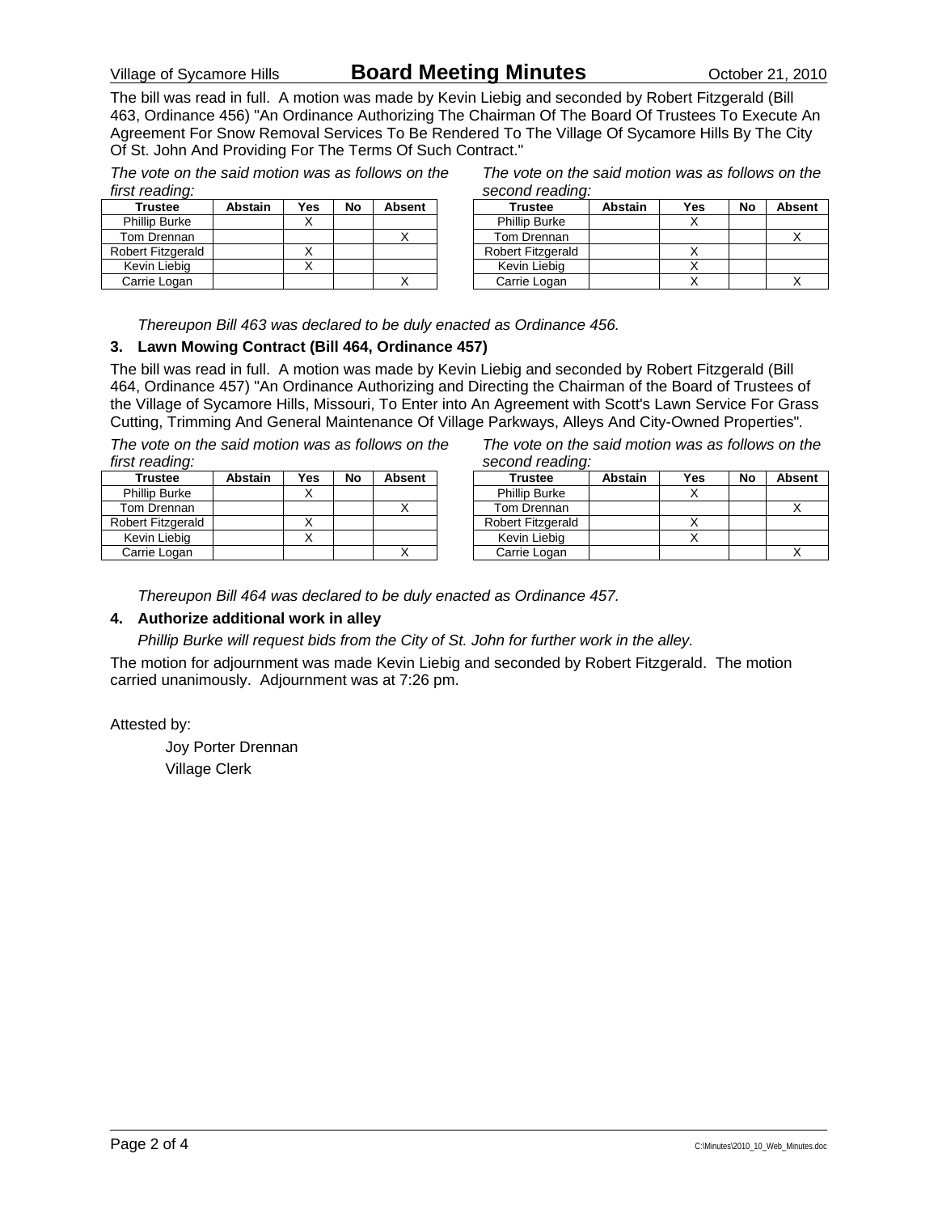The bill was read in full. A motion was made by Kevin Liebig and seconded by Robert Fitzgerald (Bill 463, Ordinance 456) "An Ordinance Authorizing The Chairman Of The Board Of Trustees To Execute An Agreement For Snow Removal Services To Be Rendered To The Village Of Sycamore Hills By The City Of St. John And Providing For The Terms Of Such Contract."

*The vote on the said motion was as follows on the first reading:*

| Trustee | Abstain | Yes | No | Absent |
|---|---|---|---|---|
| Phillip Burke | | X | | |
| Tom Drennan | | | | X |
| Robert Fitzgerald | | X | | |
| Kevin Liebig | | X | | |
| Carrie Logan | | | | X |

*The vote on the said motion was as follows on the second reading:*

| Trustee | Abstain | Yes | No | Absent |
|---|---|---|---|---|
| Phillip Burke | | X | | |
| Tom Drennan | | | | X |
| Robert Fitzgerald | | X | | |
| Kevin Liebig | | X | | |
| Carrie Logan | | X | | X |

*Thereupon Bill 463 was declared to be duly enacted as Ordinance 456.*

**3. Lawn Mowing Contract (Bill 464, Ordinance 457)**

The bill was read in full. A motion was made by Kevin Liebig and seconded by Robert Fitzgerald (Bill 464, Ordinance 457) "An Ordinance Authorizing and Directing the Chairman of the Board of Trustees of the Village of Sycamore Hills, Missouri, To Enter into An Agreement with Scott's Lawn Service For Grass Cutting, Trimming And General Maintenance Of Village Parkways, Alleys And City-Owned Properties".

*The vote on the said motion was as follows on the first reading:*

| Trustee | Abstain | Yes | No | Absent |
|---|---|---|---|---|
| Phillip Burke | | X | | |
| Tom Drennan | | | | X |
| Robert Fitzgerald | | X | | |
| Kevin Liebig | | X | | |
| Carrie Logan | | | | X |

*The vote on the said motion was as follows on the second reading:*

| Trustee | Abstain | Yes | No | Absent |
|---|---|---|---|---|
| Phillip Burke | | X | | |
| Tom Drennan | | | | X |
| Robert Fitzgerald | | X | | |
| Kevin Liebig | | X | | |
| Carrie Logan | | | | X |

*Thereupon Bill 464 was declared to be duly enacted as Ordinance 457.*

**4. Authorize additional work in alley**

*Phillip Burke will request bids from the City of St. John for further work in the alley.*

The motion for adjournment was made Kevin Liebig and seconded by Robert Fitzgerald. The motion carried unanimously. Adjournment was at 7:26 pm.

Attested by:

Joy Porter Drennan
Village Clerk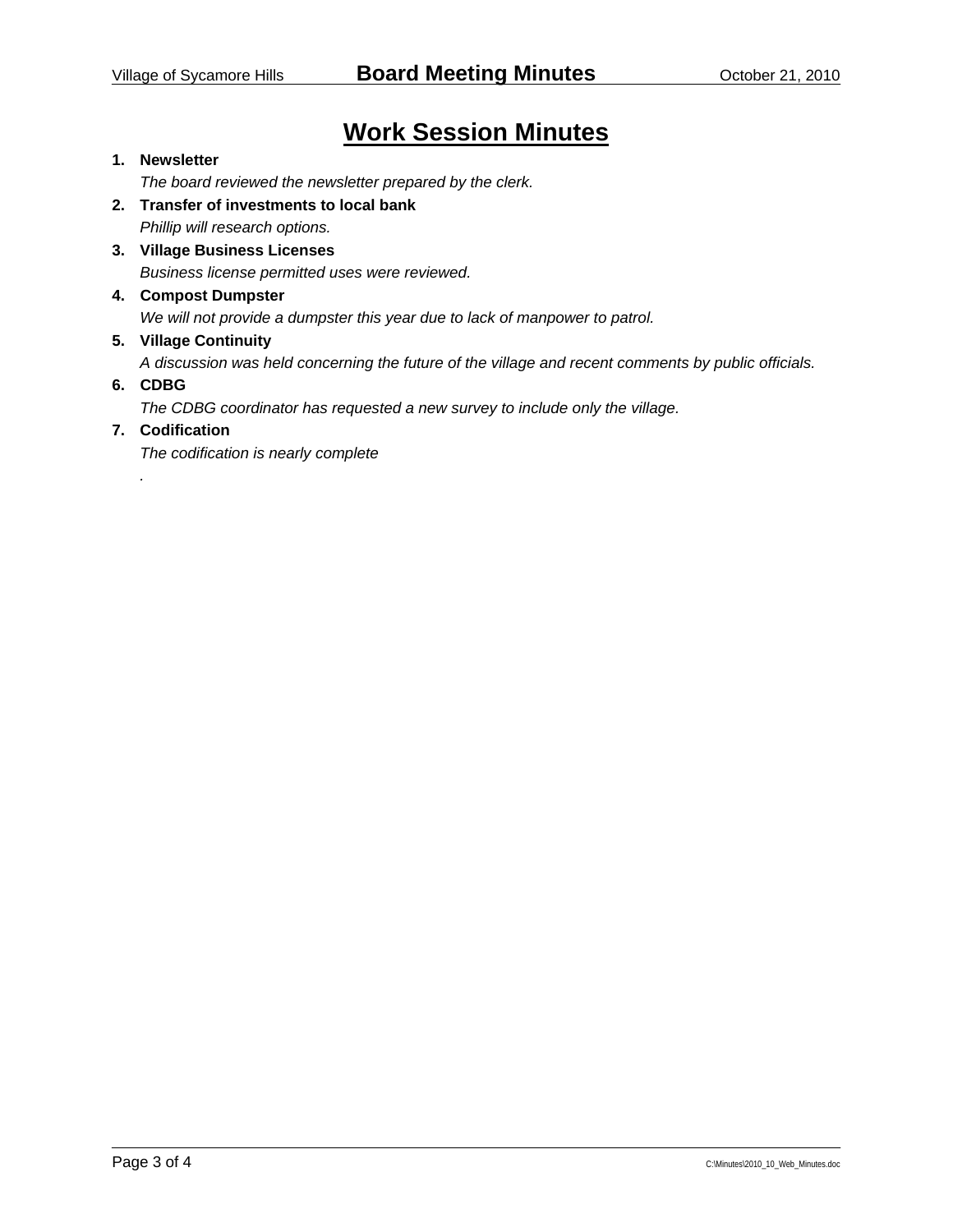# Work Session Minutes

1. **Newsletter**

   *The board reviewed the newsletter prepared by the clerk.*

2. **Transfer of investments to local bank**

   *Phillip will research options.*

3. **Village Business Licenses**

   *Business license permitted uses were reviewed.*

4. **Compost Dumpster**

   *We will not provide a dumpster this year due to lack of manpower to patrol.*

5. **Village Continuity**

   *A discussion was held concerning the future of the village and recent comments by public officials.*

6. **CDBG**

   *The CDBG coordinator has requested a new survey to include only the village.*

7. **Codification**

   *The codification is nearly complete*

   *.*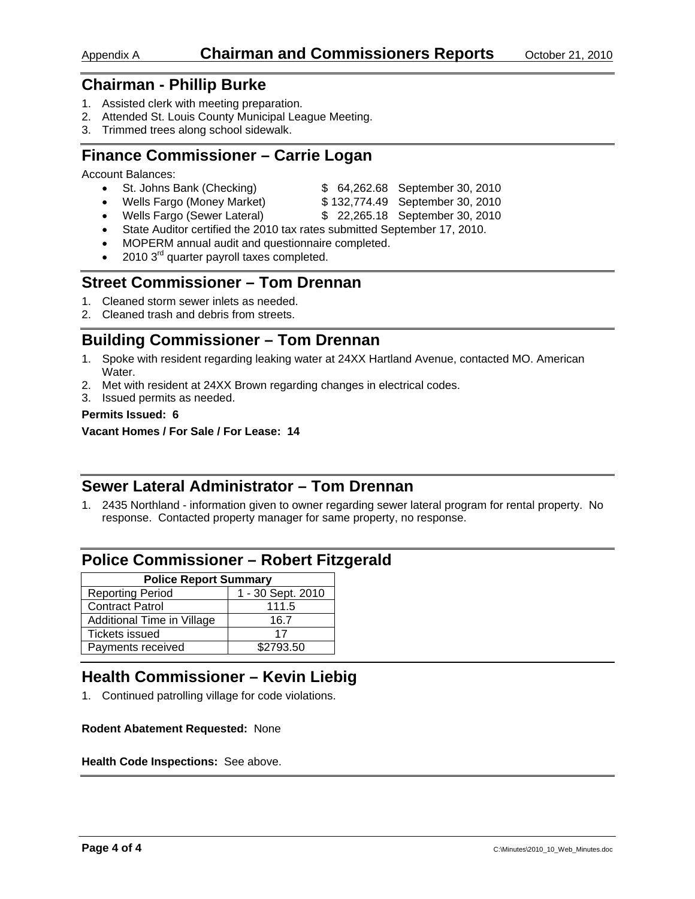Appendix A **Chairman and Commissioners Reports** October 21, 2010

## Chairman - Phillip Burke

1. Assisted clerk with meeting preparation.
2. Attended St. Louis County Municipal League Meeting.
3. Trimmed trees along school sidewalk.

## Finance Commissioner – Carrie Logan

Account Balances:

- St. Johns Bank (Checking) $ 64,262.68 September 30, 2010
- Wells Fargo (Money Market) $ 132,774.49 September 30, 2010
- Wells Fargo (Sewer Lateral) $ 22,265.18 September 30, 2010
- State Auditor certified the 2010 tax rates submitted September 17, 2010.
- MOPERM annual audit and questionnaire completed.
- 2010 3rd quarter payroll taxes completed.

## Street Commissioner – Tom Drennan

1. Cleaned storm sewer inlets as needed.
2. Cleaned trash and debris from streets.

## Building Commissioner – Tom Drennan

1. Spoke with resident regarding leaking water at 24XX Hartland Avenue, contacted MO. American Water.
2. Met with resident at 24XX Brown regarding changes in electrical codes.
3. Issued permits as needed.

**Permits Issued: 6**

**Vacant Homes / For Sale / For Lease: 14**

## Sewer Lateral Administrator – Tom Drennan

1. 2435 Northland - information given to owner regarding sewer lateral program for rental property. No response. Contacted property manager for same property, no response.

## Police Commissioner – Robert Fitzgerald

| Police Report Summary | |
|---|---|
| Reporting Period | 1 - 30 Sept. 2010 |
| Contract Patrol | 111.5 |
| Additional Time in Village | 16.7 |
| Tickets issued | 17 |
| Payments received | $2793.50 |

## Health Commissioner – Kevin Liebig

1. Continued patrolling village for code violations.

**Rodent Abatement Requested:** None

**Health Code Inspections:** See above.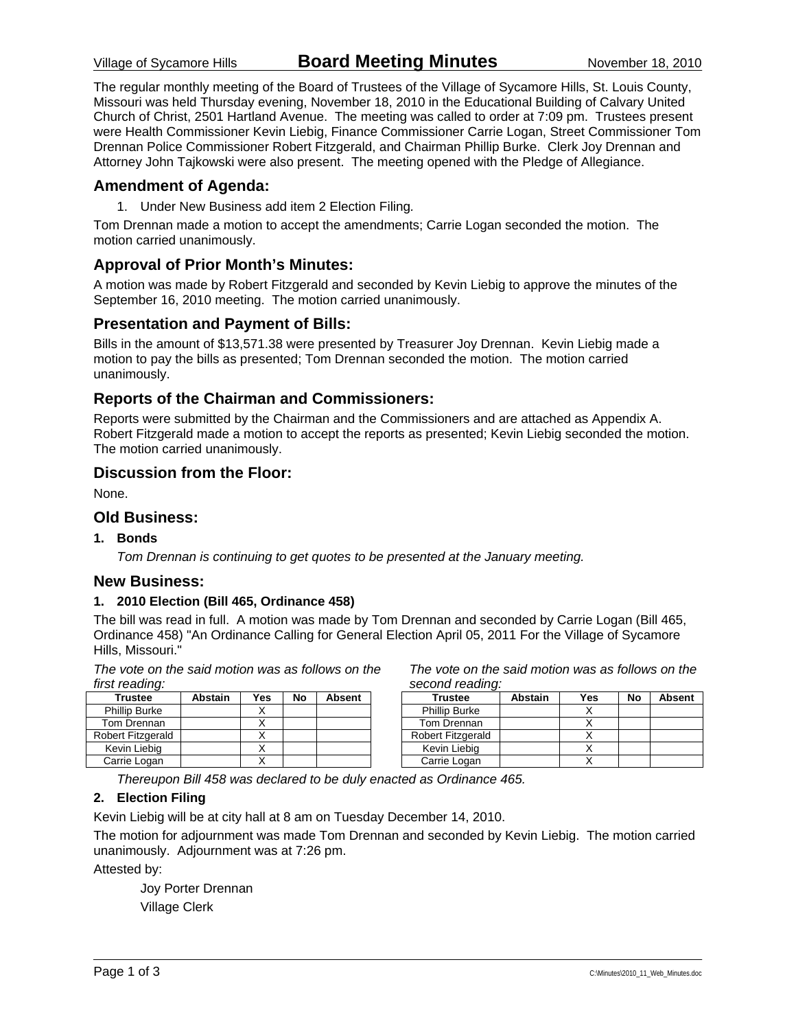Village of Sycamore Hills **Board Meeting Minutes** November 18, 2010

The regular monthly meeting of the Board of Trustees of the Village of Sycamore Hills, St. Louis County, Missouri was held Thursday evening, November 18, 2010 in the Educational Building of Calvary United Church of Christ, 2501 Hartland Avenue. The meeting was called to order at 7:09 pm. Trustees present were Health Commissioner Kevin Liebig, Finance Commissioner Carrie Logan, Street Commissioner Tom Drennan Police Commissioner Robert Fitzgerald, and Chairman Phillip Burke. Clerk Joy Drennan and Attorney John Tajkowski were also present. The meeting opened with the Pledge of Allegiance.

## Amendment of Agenda:

1. Under New Business add item 2 Election Filing.

Tom Drennan made a motion to accept the amendments; Carrie Logan seconded the motion. The motion carried unanimously.

## Approval of Prior Month's Minutes:

A motion was made by Robert Fitzgerald and seconded by Kevin Liebig to approve the minutes of the September 16, 2010 meeting. The motion carried unanimously.

## Presentation and Payment of Bills:

Bills in the amount of $13,571.38 were presented by Treasurer Joy Drennan. Kevin Liebig made a motion to pay the bills as presented; Tom Drennan seconded the motion. The motion carried unanimously.

## Reports of the Chairman and Commissioners:

Reports were submitted by the Chairman and the Commissioners and are attached as Appendix A. Robert Fitzgerald made a motion to accept the reports as presented; Kevin Liebig seconded the motion. The motion carried unanimously.

## Discussion from the Floor:

None.

## Old Business:

**1. Bonds**

*Tom Drennan is continuing to get quotes to be presented at the January meeting.*

## New Business:

**1. 2010 Election (Bill 465, Ordinance 458)**

The bill was read in full. A motion was made by Tom Drennan and seconded by Carrie Logan (Bill 465, Ordinance 458) "An Ordinance Calling for General Election April 05, 2011 For the Village of Sycamore Hills, Missouri."

*The vote on the said motion was as follows on the first reading:*

| Trustee | Abstain | Yes | No | Absent |
|---|---|---|---|---|
| Phillip Burke | | X | | |
| Tom Drennan | | X | | |
| Robert Fitzgerald | | X | | |
| Kevin Liebig | | X | | |
| Carrie Logan | | X | | |

*The vote on the said motion was as follows on the second reading:*

| Trustee | Abstain | Yes | No | Absent |
|---|---|---|---|---|
| Phillip Burke | | X | | |
| Tom Drennan | | X | | |
| Robert Fitzgerald | | X | | |
| Kevin Liebig | | X | | |
| Carrie Logan | | X | | |

*Thereupon Bill 458 was declared to be duly enacted as Ordinance 465.*

**2. Election Filing**

Kevin Liebig will be at city hall at 8 am on Tuesday December 14, 2010.

The motion for adjournment was made Tom Drennan and seconded by Kevin Liebig. The motion carried unanimously. Adjournment was at 7:26 pm.

Attested by:

Joy Porter Drennan
Village Clerk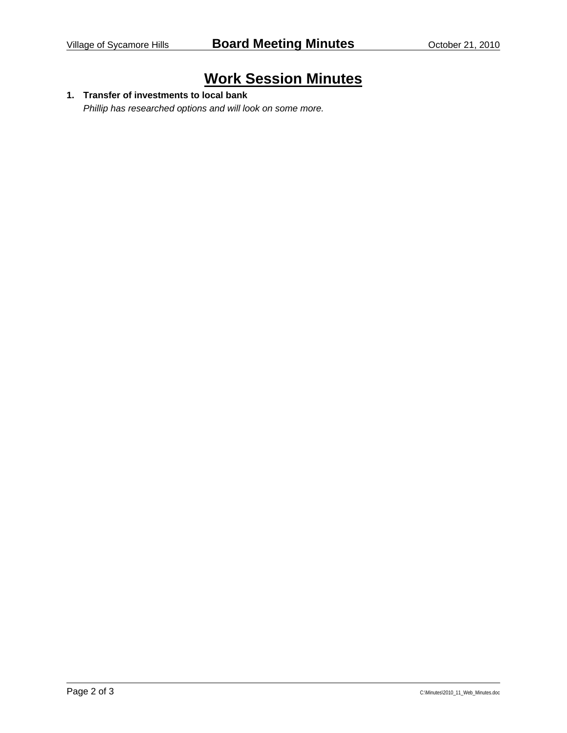# Work Session Minutes

1. **Transfer of investments to local bank**

   *Phillip has researched options and will look on some more.*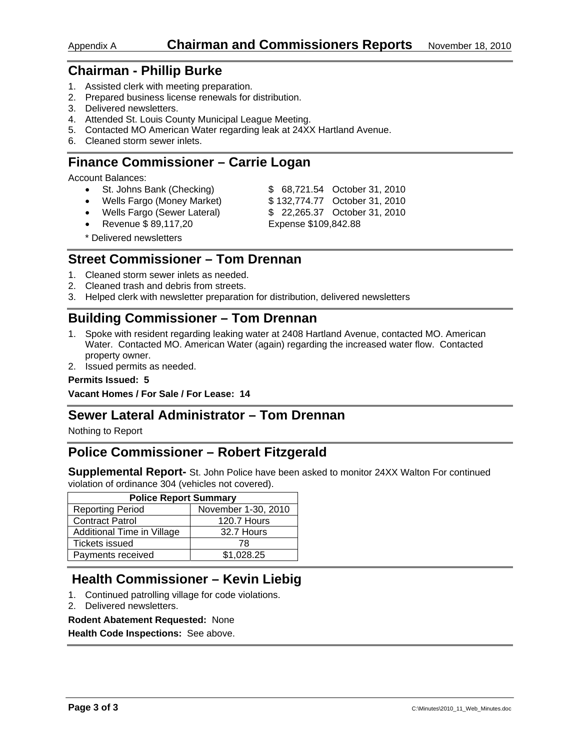Appendix A **Chairman and Commissioners Reports** November 18, 2010

## Chairman - Phillip Burke

1. Assisted clerk with meeting preparation.
2. Prepared business license renewals for distribution.
3. Delivered newsletters.
4. Attended St. Louis County Municipal League Meeting.
5. Contacted MO American Water regarding leak at 24XX Hartland Avenue.
6. Cleaned storm sewer inlets.

## Finance Commissioner – Carrie Logan

Account Balances:

- St. Johns Bank (Checking) $ 68,721.54 October 31, 2010
- Wells Fargo (Money Market) $ 132,774.77 October 31, 2010
- Wells Fargo (Sewer Lateral) $ 22,265.37 October 31, 2010
- Revenue $ 89,117,20 Expense $109,842.88

\* Delivered newsletters

## Street Commissioner – Tom Drennan

1. Cleaned storm sewer inlets as needed.
2. Cleaned trash and debris from streets.
3. Helped clerk with newsletter preparation for distribution, delivered newsletters

## Building Commissioner – Tom Drennan

1. Spoke with resident regarding leaking water at 2408 Hartland Avenue, contacted MO. American Water. Contacted MO. American Water (again) regarding the increased water flow. Contacted property owner.
2. Issued permits as needed.

**Permits Issued: 5**

**Vacant Homes / For Sale / For Lease: 14**

## Sewer Lateral Administrator – Tom Drennan

Nothing to Report

## Police Commissioner – Robert Fitzgerald

**Supplemental Report-** St. John Police have been asked to monitor 24XX Walton For continued violation of ordinance 304 (vehicles not covered).

| Police Report Summary | |
|---|---|
| Reporting Period | November 1-30, 2010 |
| Contract Patrol | 120.7 Hours |
| Additional Time in Village | 32.7 Hours |
| Tickets issued | 78 |
| Payments received | $1,028.25 |

## Health Commissioner – Kevin Liebig

1. Continued patrolling village for code violations.
2. Delivered newsletters.

**Rodent Abatement Requested:** None

**Health Code Inspections:** See above.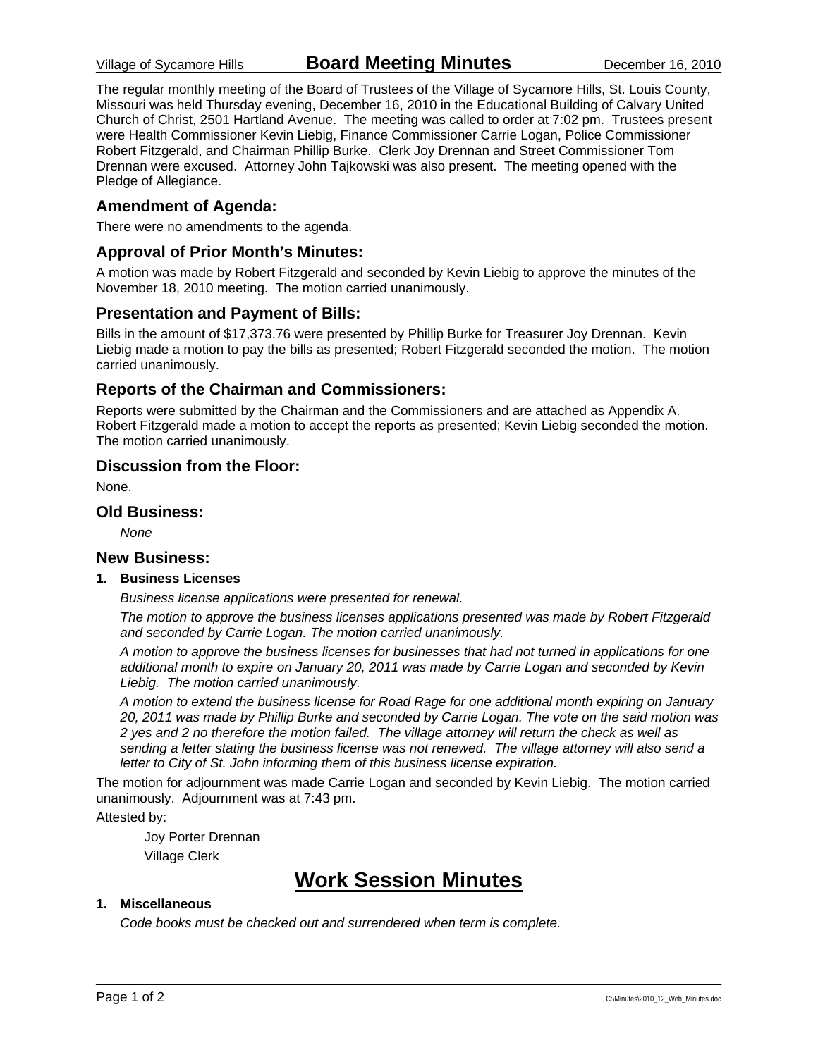Village of Sycamore Hills **Board Meeting Minutes** December 16, 2010

The regular monthly meeting of the Board of Trustees of the Village of Sycamore Hills, St. Louis County, Missouri was held Thursday evening, December 16, 2010 in the Educational Building of Calvary United Church of Christ, 2501 Hartland Avenue. The meeting was called to order at 7:02 pm. Trustees present were Health Commissioner Kevin Liebig, Finance Commissioner Carrie Logan, Police Commissioner Robert Fitzgerald, and Chairman Phillip Burke. Clerk Joy Drennan and Street Commissioner Tom Drennan were excused. Attorney John Tajkowski was also present. The meeting opened with the Pledge of Allegiance.

## Amendment of Agenda:

There were no amendments to the agenda.

## Approval of Prior Month's Minutes:

A motion was made by Robert Fitzgerald and seconded by Kevin Liebig to approve the minutes of the November 18, 2010 meeting. The motion carried unanimously.

## Presentation and Payment of Bills:

Bills in the amount of $17,373.76 were presented by Phillip Burke for Treasurer Joy Drennan. Kevin Liebig made a motion to pay the bills as presented; Robert Fitzgerald seconded the motion. The motion carried unanimously.

## Reports of the Chairman and Commissioners:

Reports were submitted by the Chairman and the Commissioners and are attached as Appendix A. Robert Fitzgerald made a motion to accept the reports as presented; Kevin Liebig seconded the motion. The motion carried unanimously.

## Discussion from the Floor:

None.

## Old Business:

*None*

## New Business:

**1. Business Licenses**

*Business license applications were presented for renewal.*

*The motion to approve the business licenses applications presented was made by Robert Fitzgerald and seconded by Carrie Logan. The motion carried unanimously.*

*A motion to approve the business licenses for businesses that had not turned in applications for one additional month to expire on January 20, 2011 was made by Carrie Logan and seconded by Kevin Liebig. The motion carried unanimously.*

*A motion to extend the business license for Road Rage for one additional month expiring on January 20, 2011 was made by Phillip Burke and seconded by Carrie Logan. The vote on the said motion was 2 yes and 2 no therefore the motion failed. The village attorney will return the check as well as sending a letter stating the business license was not renewed. The village attorney will also send a letter to City of St. John informing them of this business license expiration.*

The motion for adjournment was made Carrie Logan and seconded by Kevin Liebig. The motion carried unanimously. Adjournment was at 7:43 pm.

Attested by:

Joy Porter Drennan
Village Clerk

# Work Session Minutes

**1. Miscellaneous**

*Code books must be checked out and surrendered when term is complete.*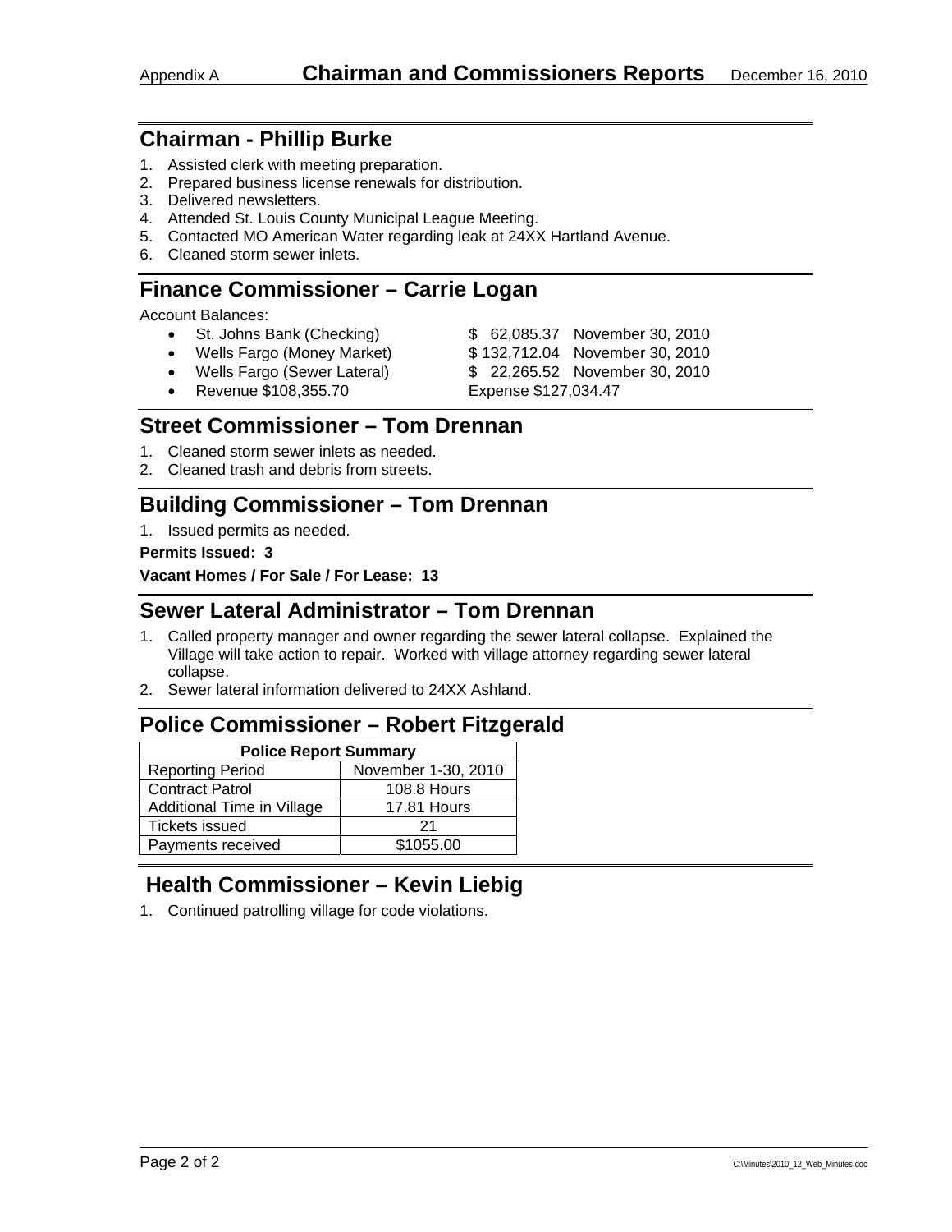Appendix A **Chairman and Commissioners Reports** December 16, 2010

## Chairman - Phillip Burke

1. Assisted clerk with meeting preparation.
2. Prepared business license renewals for distribution.
3. Delivered newsletters.
4. Attended St. Louis County Municipal League Meeting.
5. Contacted MO American Water regarding leak at 24XX Hartland Avenue.
6. Cleaned storm sewer inlets.

## Finance Commissioner – Carrie Logan

Account Balances:

- St. Johns Bank (Checking) $ 62,085.37 November 30, 2010
- Wells Fargo (Money Market) $ 132,712.04 November 30, 2010
- Wells Fargo (Sewer Lateral) $ 22,265.52 November 30, 2010
- Revenue $108,355.70 Expense $127,034.47

## Street Commissioner – Tom Drennan

1. Cleaned storm sewer inlets as needed.
2. Cleaned trash and debris from streets.

## Building Commissioner – Tom Drennan

1. Issued permits as needed.

**Permits Issued: 3**

**Vacant Homes / For Sale / For Lease: 13**

## Sewer Lateral Administrator – Tom Drennan

1. Called property manager and owner regarding the sewer lateral collapse. Explained the Village will take action to repair. Worked with village attorney regarding sewer lateral collapse.
2. Sewer lateral information delivered to 24XX Ashland.

## Police Commissioner – Robert Fitzgerald

| Police Report Summary | |
|---|---|
| Reporting Period | November 1-30, 2010 |
| Contract Patrol | 108.8 Hours |
| Additional Time in Village | 17.81 Hours |
| Tickets issued | 21 |
| Payments received | $1055.00 |

## Health Commissioner – Kevin Liebig

1. Continued patrolling village for code violations.